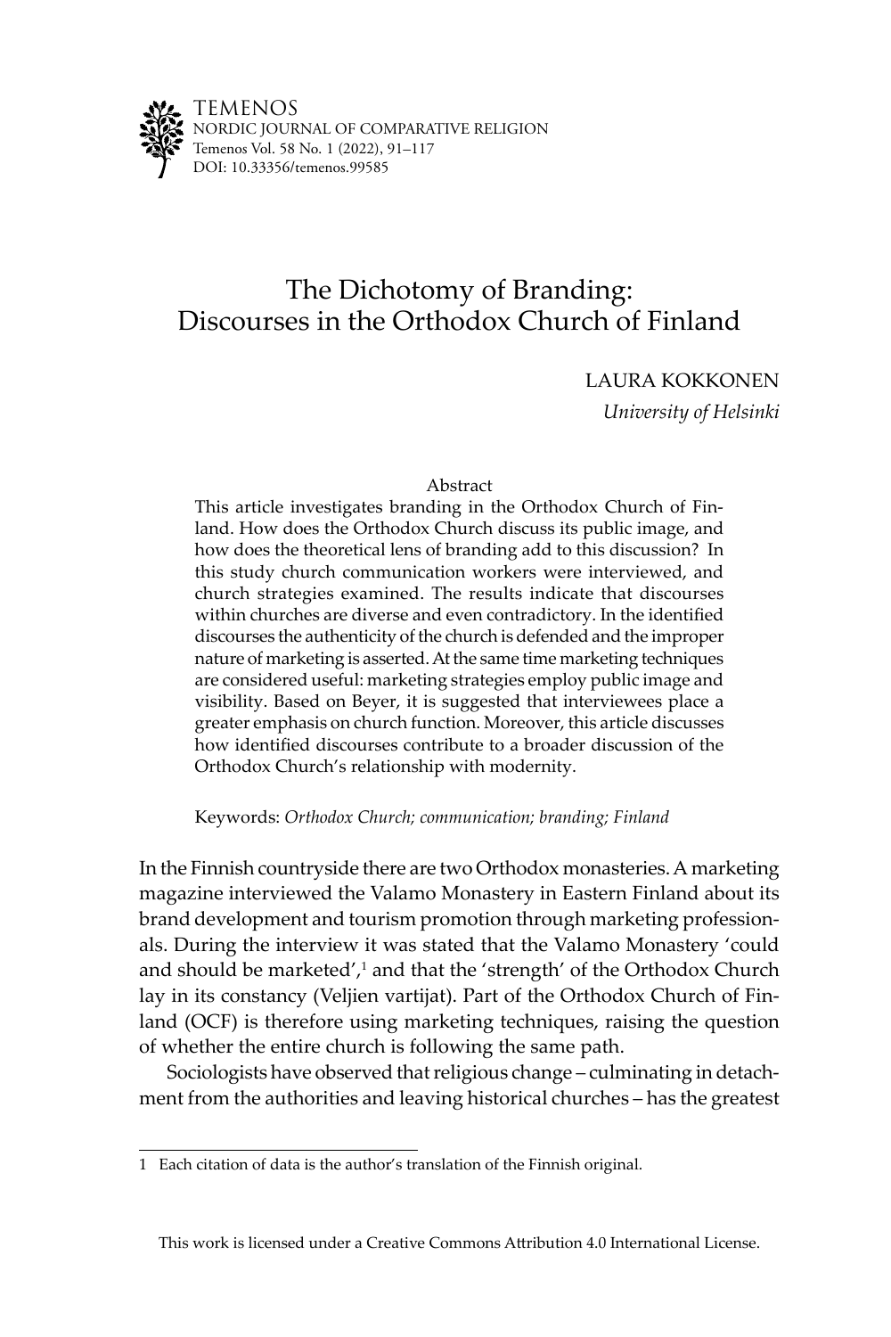# The Dichotomy of Branding: Discourses in the Orthodox Church of Finland

LAURA KOKKONEN

*University of Helsinki*

## Abstract

This article investigates branding in the Orthodox Church of Finland. How does the Orthodox Church discuss its public image, and how does the theoretical lens of branding add to this discussion? In this study church communication workers were interviewed, and church strategies examined. The results indicate that discourses within churches are diverse and even contradictory. In the identified discourses the authenticity of the church is defended and the improper nature of marketing is asserted. At the same time marketing techniques are considered useful: marketing strategies employ public image and visibility. Based on Beyer, it is suggested that interviewees place a greater emphasis on church function. Moreover, this article discusses how identified discourses contribute to a broader discussion of the Orthodox Church's relationship with modernity.

Keywords: *Orthodox Church; communication; branding; Finland*

In the Finnish countryside there are two Orthodox monasteries. A marketing magazine interviewed the Valamo Monastery in Eastern Finland about its brand development and tourism promotion through marketing professionals. During the interview it was stated that the Valamo Monastery 'could and should be marketed',[1] and that the 'strength' of the Orthodox Church lay in its constancy (Veljien vartijat). Part of the Orthodox Church of Finland (OCF) is therefore using marketing techniques, raising the question of whether the entire church is following the same path.

Sociologists have observed that religious change – culminating in detachment from the authorities and leaving historical churches – has the greatest

---

1 Each citation of data is the author's translation of the Finnish original.

This work is licensed under a Creative Commons Attribution 4.0 International License.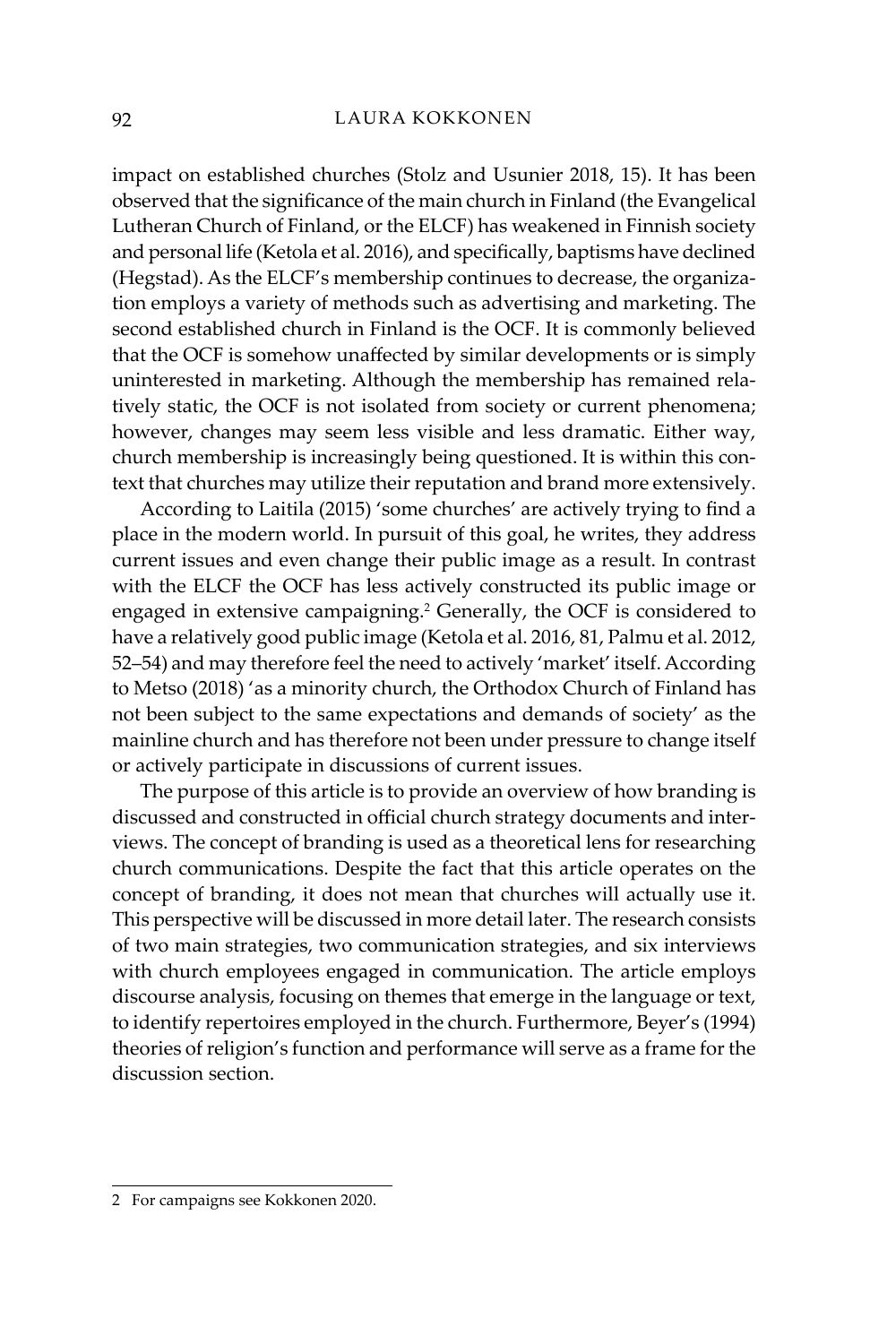impact on established churches (Stolz and Usunier 2018, 15). It has been observed that the significance of the main church in Finland (the Evangelical Lutheran Church of Finland, or the ELCF) has weakened in Finnish society and personal life (Ketola et al. 2016), and specifically, baptisms have declined (Hegstad). As the ELCF's membership continues to decrease, the organization employs a variety of methods such as advertising and marketing. The second established church in Finland is the OCF. It is commonly believed that the OCF is somehow unaffected by similar developments or is simply uninterested in marketing. Although the membership has remained relatively static, the OCF is not isolated from society or current phenomena; however, changes may seem less visible and less dramatic. Either way, church membership is increasingly being questioned. It is within this context that churches may utilize their reputation and brand more extensively.

According to Laitila (2015) 'some churches' are actively trying to find a place in the modern world. In pursuit of this goal, he writes, they address current issues and even change their public image as a result. In contrast with the ELCF the OCF has less actively constructed its public image or engaged in extensive campaigning.[2] Generally, the OCF is considered to have a relatively good public image (Ketola et al. 2016, 81, Palmu et al. 2012, 52–54) and may therefore feel the need to actively 'market' itself. According to Metso (2018) 'as a minority church, the Orthodox Church of Finland has not been subject to the same expectations and demands of society' as the mainline church and has therefore not been under pressure to change itself or actively participate in discussions of current issues.

The purpose of this article is to provide an overview of how branding is discussed and constructed in official church strategy documents and interviews. The concept of branding is used as a theoretical lens for researching church communications. Despite the fact that this article operates on the concept of branding, it does not mean that churches will actually use it. This perspective will be discussed in more detail later. The research consists of two main strategies, two communication strategies, and six interviews with church employees engaged in communication. The article employs discourse analysis, focusing on themes that emerge in the language or text, to identify repertoires employed in the church. Furthermore, Beyer's (1994) theories of religion's function and performance will serve as a frame for the discussion section.

---

2 For campaigns see Kokkonen 2020.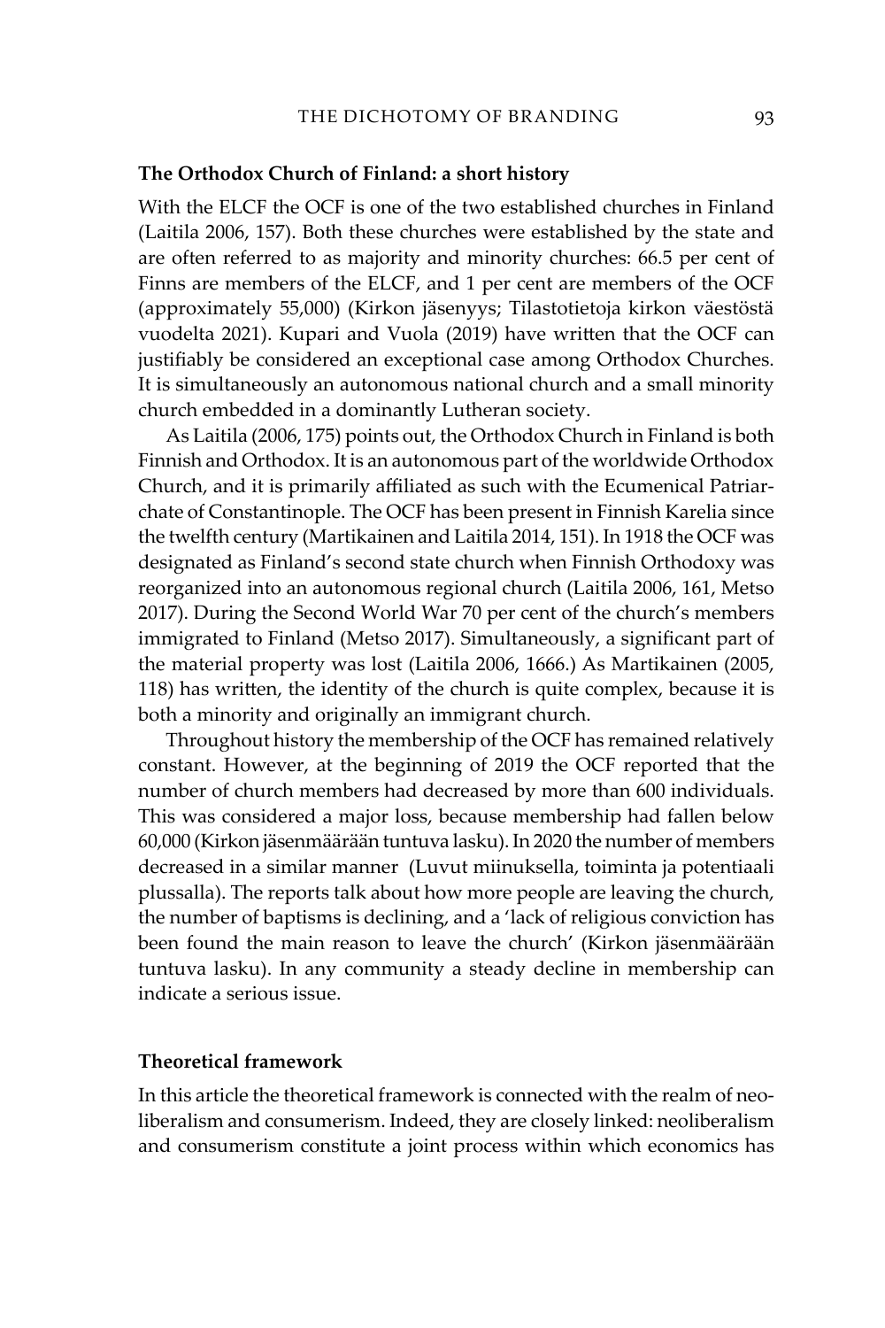**The Orthodox Church of Finland: a short history**

With the ELCF the OCF is one of the two established churches in Finland (Laitila 2006, 157). Both these churches were established by the state and are often referred to as majority and minority churches: 66.5 per cent of Finns are members of the ELCF, and 1 per cent are members of the OCF (approximately 55,000) (Kirkon jäsenyys; Tilastotietoja kirkon väestöstä vuodelta 2021). Kupari and Vuola (2019) have written that the OCF can justifiably be considered an exceptional case among Orthodox Churches. It is simultaneously an autonomous national church and a small minority church embedded in a dominantly Lutheran society.

As Laitila (2006, 175) points out, the Orthodox Church in Finland is both Finnish and Orthodox. It is an autonomous part of the worldwide Orthodox Church, and it is primarily affiliated as such with the Ecumenical Patriarchate of Constantinople. The OCF has been present in Finnish Karelia since the twelfth century (Martikainen and Laitila 2014, 151). In 1918 the OCF was designated as Finland's second state church when Finnish Orthodoxy was reorganized into an autonomous regional church (Laitila 2006, 161, Metso 2017). During the Second World War 70 per cent of the church's members immigrated to Finland (Metso 2017). Simultaneously, a significant part of the material property was lost (Laitila 2006, 1666.) As Martikainen (2005, 118) has written, the identity of the church is quite complex, because it is both a minority and originally an immigrant church.

Throughout history the membership of the OCF has remained relatively constant. However, at the beginning of 2019 the OCF reported that the number of church members had decreased by more than 600 individuals. This was considered a major loss, because membership had fallen below 60,000 (Kirkon jäsenmäärään tuntuva lasku). In 2020 the number of members decreased in a similar manner (Luvut miinuksella, toiminta ja potentiaali plussalla). The reports talk about how more people are leaving the church, the number of baptisms is declining, and a 'lack of religious conviction has been found the main reason to leave the church' (Kirkon jäsenmäärään tuntuva lasku). In any community a steady decline in membership can indicate a serious issue.

**Theoretical framework**

In this article the theoretical framework is connected with the realm of neoliberalism and consumerism. Indeed, they are closely linked: neoliberalism and consumerism constitute a joint process within which economics has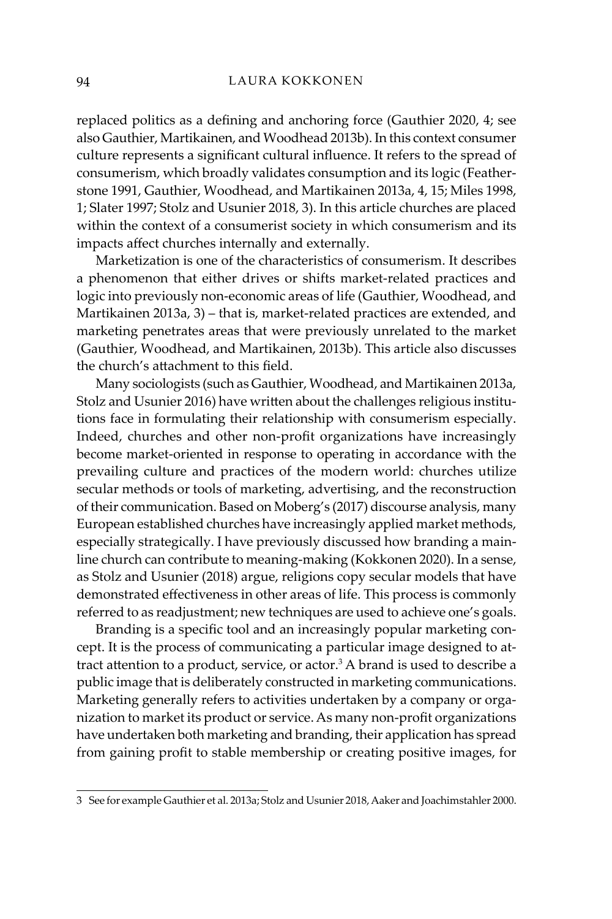replaced politics as a defining and anchoring force (Gauthier 2020, 4; see also Gauthier, Martikainen, and Woodhead 2013b). In this context consumer culture represents a significant cultural influence. It refers to the spread of consumerism, which broadly validates consumption and its logic (Featherstone 1991, Gauthier, Woodhead, and Martikainen 2013a, 4, 15; Miles 1998, 1; Slater 1997; Stolz and Usunier 2018, 3). In this article churches are placed within the context of a consumerist society in which consumerism and its impacts affect churches internally and externally.

Marketization is one of the characteristics of consumerism. It describes a phenomenon that either drives or shifts market-related practices and logic into previously non-economic areas of life (Gauthier, Woodhead, and Martikainen 2013a, 3) – that is, market-related practices are extended, and marketing penetrates areas that were previously unrelated to the market (Gauthier, Woodhead, and Martikainen, 2013b). This article also discusses the church's attachment to this field.

Many sociologists (such as Gauthier, Woodhead, and Martikainen 2013a, Stolz and Usunier 2016) have written about the challenges religious institutions face in formulating their relationship with consumerism especially. Indeed, churches and other non-profit organizations have increasingly become market-oriented in response to operating in accordance with the prevailing culture and practices of the modern world: churches utilize secular methods or tools of marketing, advertising, and the reconstruction of their communication. Based on Moberg's (2017) discourse analysis, many European established churches have increasingly applied market methods, especially strategically. I have previously discussed how branding a mainline church can contribute to meaning-making (Kokkonen 2020). In a sense, as Stolz and Usunier (2018) argue, religions copy secular models that have demonstrated effectiveness in other areas of life. This process is commonly referred to as readjustment; new techniques are used to achieve one's goals.

Branding is a specific tool and an increasingly popular marketing concept. It is the process of communicating a particular image designed to attract attention to a product, service, or actor.[3] A brand is used to describe a public image that is deliberately constructed in marketing communications. Marketing generally refers to activities undertaken by a company or organization to market its product or service. As many non-profit organizations have undertaken both marketing and branding, their application has spread from gaining profit to stable membership or creating positive images, for

---

3 See for example Gauthier et al. 2013a; Stolz and Usunier 2018, Aaker and Joachimstahler 2000.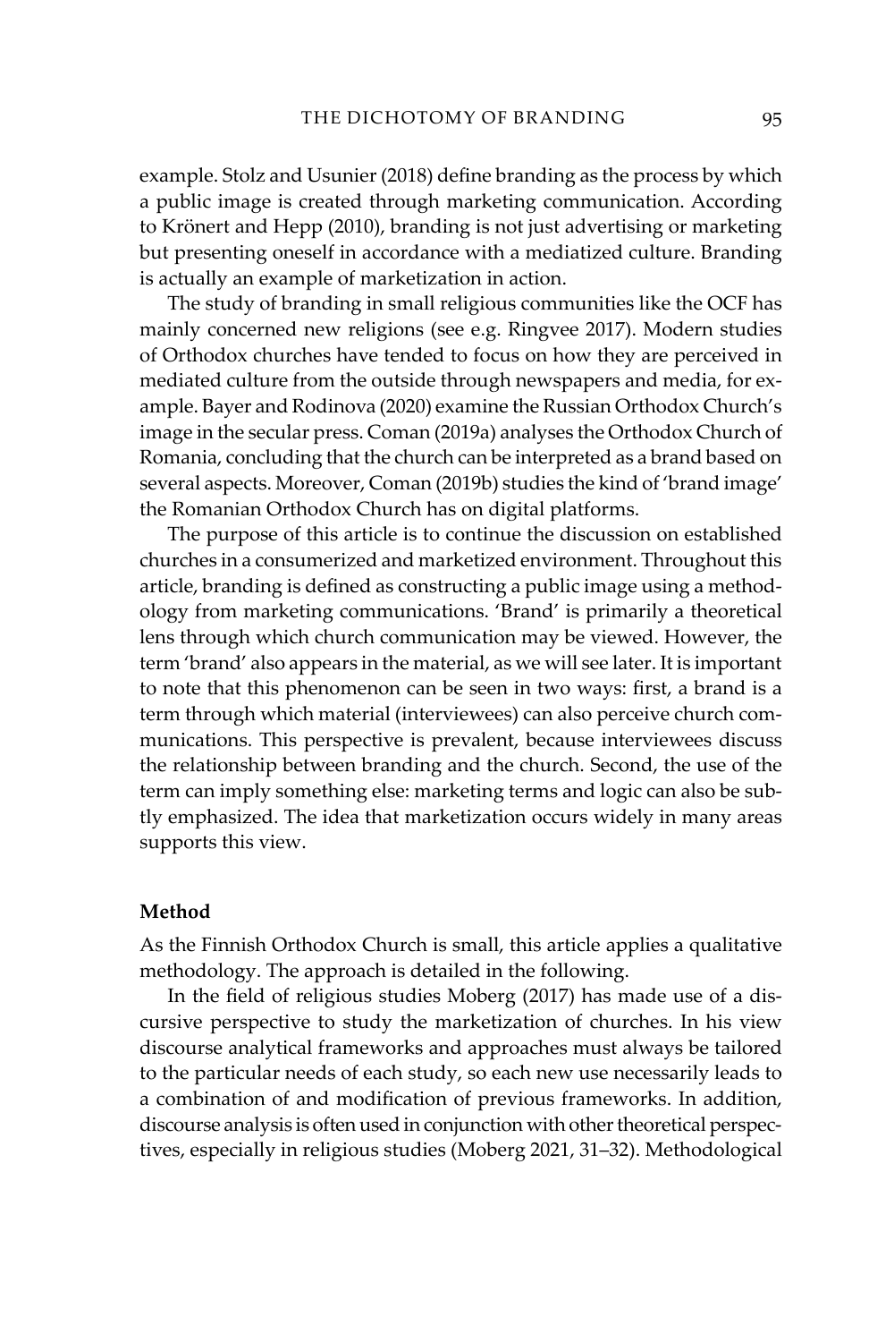example. Stolz and Usunier (2018) define branding as the process by which a public image is created through marketing communication. According to Krönert and Hepp (2010), branding is not just advertising or marketing but presenting oneself in accordance with a mediatized culture. Branding is actually an example of marketization in action.

The study of branding in small religious communities like the OCF has mainly concerned new religions (see e.g. Ringvee 2017). Modern studies of Orthodox churches have tended to focus on how they are perceived in mediated culture from the outside through newspapers and media, for example. Bayer and Rodinova (2020) examine the Russian Orthodox Church's image in the secular press. Coman (2019a) analyses the Orthodox Church of Romania, concluding that the church can be interpreted as a brand based on several aspects. Moreover, Coman (2019b) studies the kind of 'brand image' the Romanian Orthodox Church has on digital platforms.

The purpose of this article is to continue the discussion on established churches in a consumerized and marketized environment. Throughout this article, branding is defined as constructing a public image using a methodology from marketing communications. 'Brand' is primarily a theoretical lens through which church communication may be viewed. However, the term 'brand' also appears in the material, as we will see later. It is important to note that this phenomenon can be seen in two ways: first, a brand is a term through which material (interviewees) can also perceive church communications. This perspective is prevalent, because interviewees discuss the relationship between branding and the church. Second, the use of the term can imply something else: marketing terms and logic can also be subtly emphasized. The idea that marketization occurs widely in many areas supports this view.

## Method

As the Finnish Orthodox Church is small, this article applies a qualitative methodology. The approach is detailed in the following.

In the field of religious studies Moberg (2017) has made use of a discursive perspective to study the marketization of churches. In his view discourse analytical frameworks and approaches must always be tailored to the particular needs of each study, so each new use necessarily leads to a combination of and modification of previous frameworks. In addition, discourse analysis is often used in conjunction with other theoretical perspectives, especially in religious studies (Moberg 2021, 31–32). Methodological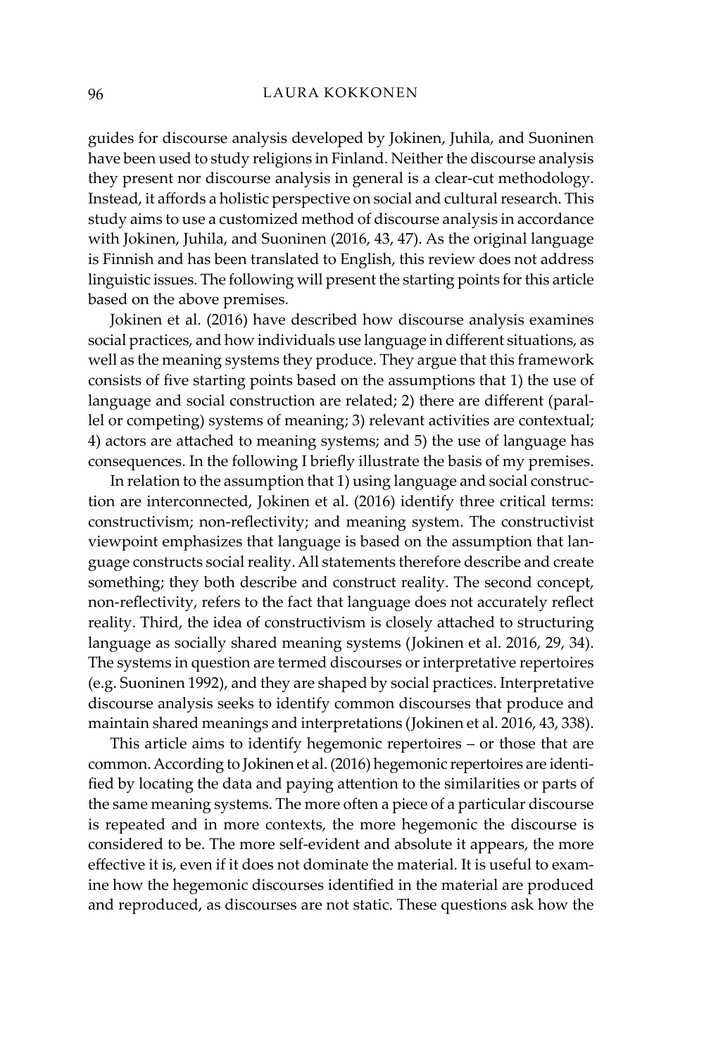guides for discourse analysis developed by Jokinen, Juhila, and Suoninen have been used to study religions in Finland. Neither the discourse analysis they present nor discourse analysis in general is a clear-cut methodology. Instead, it affords a holistic perspective on social and cultural research. This study aims to use a customized method of discourse analysis in accordance with Jokinen, Juhila, and Suoninen (2016, 43, 47). As the original language is Finnish and has been translated to English, this review does not address linguistic issues. The following will present the starting points for this article based on the above premises.

Jokinen et al. (2016) have described how discourse analysis examines social practices, and how individuals use language in different situations, as well as the meaning systems they produce. They argue that this framework consists of five starting points based on the assumptions that 1) the use of language and social construction are related; 2) there are different (parallel or competing) systems of meaning; 3) relevant activities are contextual; 4) actors are attached to meaning systems; and 5) the use of language has consequences. In the following I briefly illustrate the basis of my premises.

In relation to the assumption that 1) using language and social construction are interconnected, Jokinen et al. (2016) identify three critical terms: constructivism; non-reflectivity; and meaning system. The constructivist viewpoint emphasizes that language is based on the assumption that language constructs social reality. All statements therefore describe and create something; they both describe and construct reality. The second concept, non-reflectivity, refers to the fact that language does not accurately reflect reality. Third, the idea of constructivism is closely attached to structuring language as socially shared meaning systems (Jokinen et al. 2016, 29, 34). The systems in question are termed discourses or interpretative repertoires (e.g. Suoninen 1992), and they are shaped by social practices. Interpretative discourse analysis seeks to identify common discourses that produce and maintain shared meanings and interpretations (Jokinen et al. 2016, 43, 338).

This article aims to identify hegemonic repertoires – or those that are common. According to Jokinen et al. (2016) hegemonic repertoires are identified by locating the data and paying attention to the similarities or parts of the same meaning systems. The more often a piece of a particular discourse is repeated and in more contexts, the more hegemonic the discourse is considered to be. The more self-evident and absolute it appears, the more effective it is, even if it does not dominate the material. It is useful to examine how the hegemonic discourses identified in the material are produced and reproduced, as discourses are not static. These questions ask how the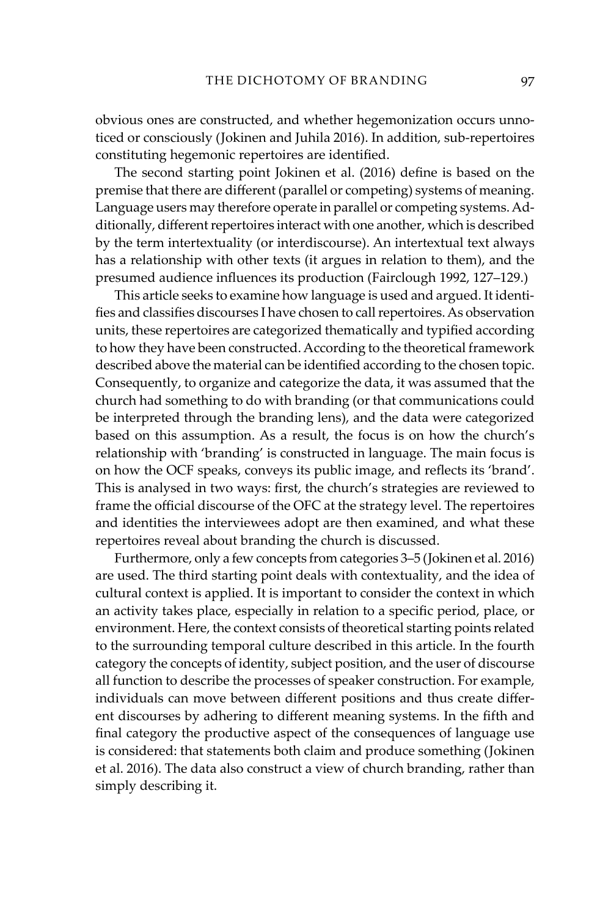obvious ones are constructed, and whether hegemonization occurs unnoticed or consciously (Jokinen and Juhila 2016). In addition, sub-repertoires constituting hegemonic repertoires are identified.

The second starting point Jokinen et al. (2016) define is based on the premise that there are different (parallel or competing) systems of meaning. Language users may therefore operate in parallel or competing systems. Additionally, different repertoires interact with one another, which is described by the term intertextuality (or interdiscourse). An intertextual text always has a relationship with other texts (it argues in relation to them), and the presumed audience influences its production (Fairclough 1992, 127–129.)

This article seeks to examine how language is used and argued. It identifies and classifies discourses I have chosen to call repertoires. As observation units, these repertoires are categorized thematically and typified according to how they have been constructed. According to the theoretical framework described above the material can be identified according to the chosen topic. Consequently, to organize and categorize the data, it was assumed that the church had something to do with branding (or that communications could be interpreted through the branding lens), and the data were categorized based on this assumption. As a result, the focus is on how the church's relationship with 'branding' is constructed in language. The main focus is on how the OCF speaks, conveys its public image, and reflects its 'brand'. This is analysed in two ways: first, the church's strategies are reviewed to frame the official discourse of the OFC at the strategy level. The repertoires and identities the interviewees adopt are then examined, and what these repertoires reveal about branding the church is discussed.

Furthermore, only a few concepts from categories 3–5 (Jokinen et al. 2016) are used. The third starting point deals with contextuality, and the idea of cultural context is applied. It is important to consider the context in which an activity takes place, especially in relation to a specific period, place, or environment. Here, the context consists of theoretical starting points related to the surrounding temporal culture described in this article. In the fourth category the concepts of identity, subject position, and the user of discourse all function to describe the processes of speaker construction. For example, individuals can move between different positions and thus create different discourses by adhering to different meaning systems. In the fifth and final category the productive aspect of the consequences of language use is considered: that statements both claim and produce something (Jokinen et al. 2016). The data also construct a view of church branding, rather than simply describing it.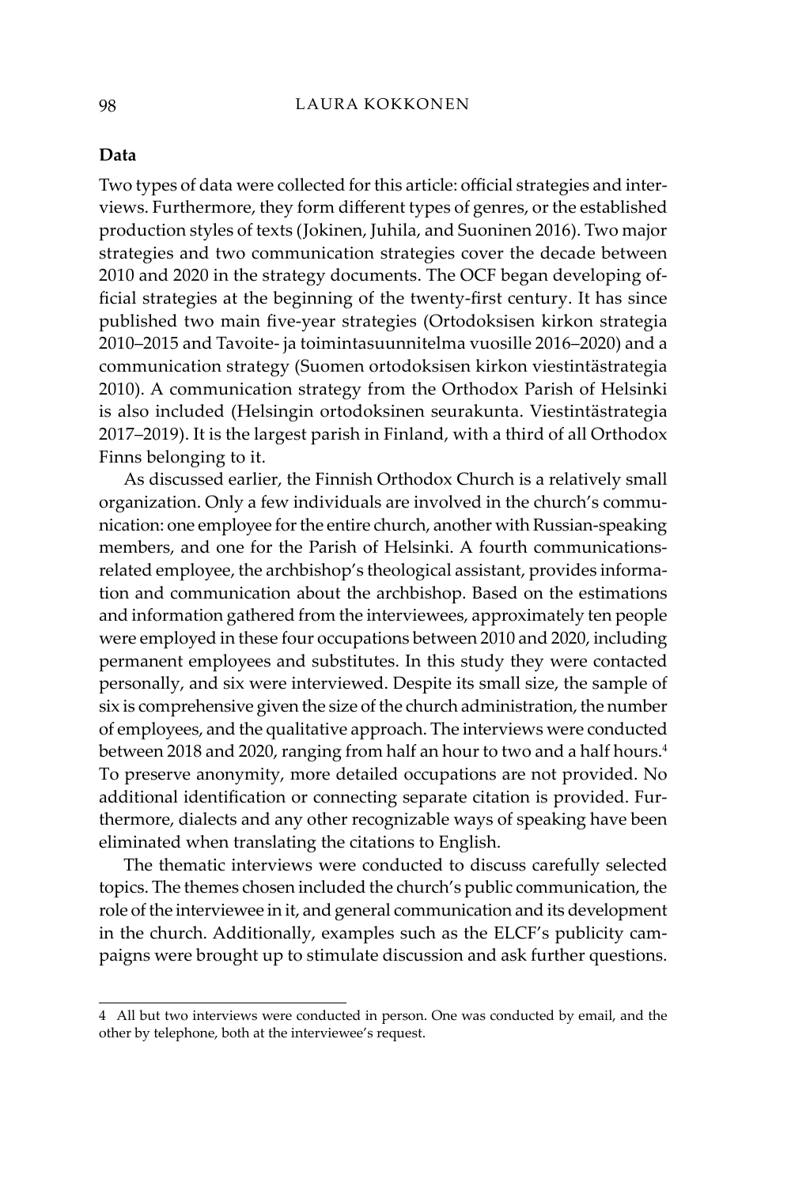## Data

Two types of data were collected for this article: official strategies and interviews. Furthermore, they form different types of genres, or the established production styles of texts (Jokinen, Juhila, and Suoninen 2016). Two major strategies and two communication strategies cover the decade between 2010 and 2020 in the strategy documents. The OCF began developing official strategies at the beginning of the twenty-first century. It has since published two main five-year strategies (Ortodoksisen kirkon strategia 2010–2015 and Tavoite- ja toimintasuunnitelma vuosille 2016–2020) and a communication strategy (Suomen ortodoksisen kirkon viestintästrategia 2010). A communication strategy from the Orthodox Parish of Helsinki is also included (Helsingin ortodoksinen seurakunta. Viestintästrategia 2017–2019). It is the largest parish in Finland, with a third of all Orthodox Finns belonging to it.

As discussed earlier, the Finnish Orthodox Church is a relatively small organization. Only a few individuals are involved in the church's communication: one employee for the entire church, another with Russian-speaking members, and one for the Parish of Helsinki. A fourth communications-related employee, the archbishop's theological assistant, provides information and communication about the archbishop. Based on the estimations and information gathered from the interviewees, approximately ten people were employed in these four occupations between 2010 and 2020, including permanent employees and substitutes. In this study they were contacted personally, and six were interviewed. Despite its small size, the sample of six is comprehensive given the size of the church administration, the number of employees, and the qualitative approach. The interviews were conducted between 2018 and 2020, ranging from half an hour to two and a half hours.[4] To preserve anonymity, more detailed occupations are not provided. No additional identification or connecting separate citation is provided. Furthermore, dialects and any other recognizable ways of speaking have been eliminated when translating the citations to English.

The thematic interviews were conducted to discuss carefully selected topics. The themes chosen included the church's public communication, the role of the interviewee in it, and general communication and its development in the church. Additionally, examples such as the ELCF's publicity campaigns were brought up to stimulate discussion and ask further questions.

---

4 All but two interviews were conducted in person. One was conducted by email, and the other by telephone, both at the interviewee's request.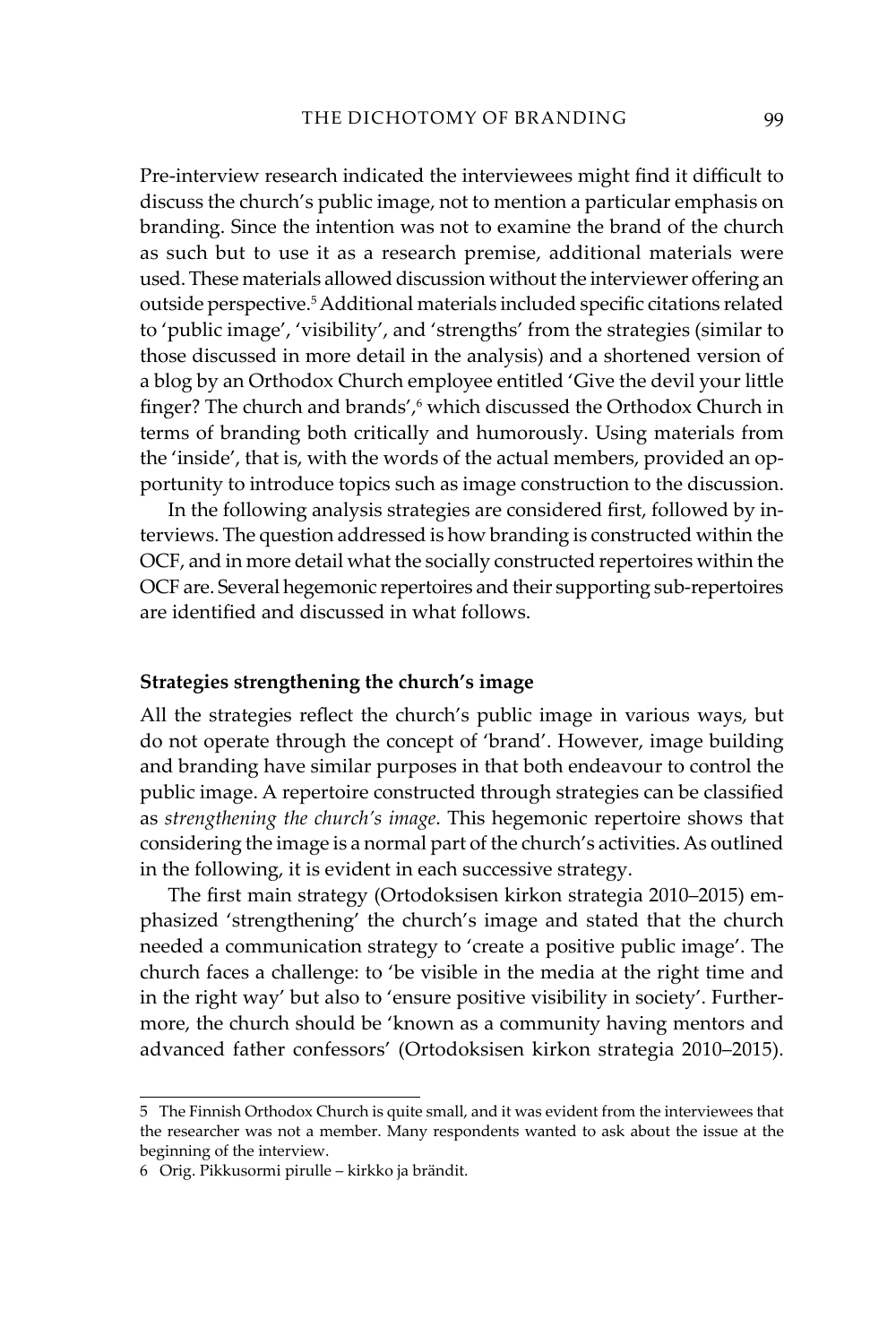Pre-interview research indicated the interviewees might find it difficult to discuss the church's public image, not to mention a particular emphasis on branding. Since the intention was not to examine the brand of the church as such but to use it as a research premise, additional materials were used. These materials allowed discussion without the interviewer offering an outside perspective.[5] Additional materials included specific citations related to 'public image', 'visibility', and 'strengths' from the strategies (similar to those discussed in more detail in the analysis) and a shortened version of a blog by an Orthodox Church employee entitled 'Give the devil your little finger? The church and brands',[6] which discussed the Orthodox Church in terms of branding both critically and humorously. Using materials from the 'inside', that is, with the words of the actual members, provided an opportunity to introduce topics such as image construction to the discussion.

In the following analysis strategies are considered first, followed by interviews. The question addressed is how branding is constructed within the OCF, and in more detail what the socially constructed repertoires within the OCF are. Several hegemonic repertoires and their supporting sub-repertoires are identified and discussed in what follows.

### Strategies strengthening the church's image

All the strategies reflect the church's public image in various ways, but do not operate through the concept of 'brand'. However, image building and branding have similar purposes in that both endeavour to control the public image. A repertoire constructed through strategies can be classified as *strengthening the church's image*. This hegemonic repertoire shows that considering the image is a normal part of the church's activities. As outlined in the following, it is evident in each successive strategy.

The first main strategy (Ortodoksisen kirkon strategia 2010–2015) emphasized 'strengthening' the church's image and stated that the church needed a communication strategy to 'create a positive public image'. The church faces a challenge: to 'be visible in the media at the right time and in the right way' but also to 'ensure positive visibility in society'. Furthermore, the church should be 'known as a community having mentors and advanced father confessors' (Ortodoksisen kirkon strategia 2010–2015).

---

5 The Finnish Orthodox Church is quite small, and it was evident from the interviewees that the researcher was not a member. Many respondents wanted to ask about the issue at the beginning of the interview.

6 Orig. Pikkusormi pirulle – kirkko ja brändit.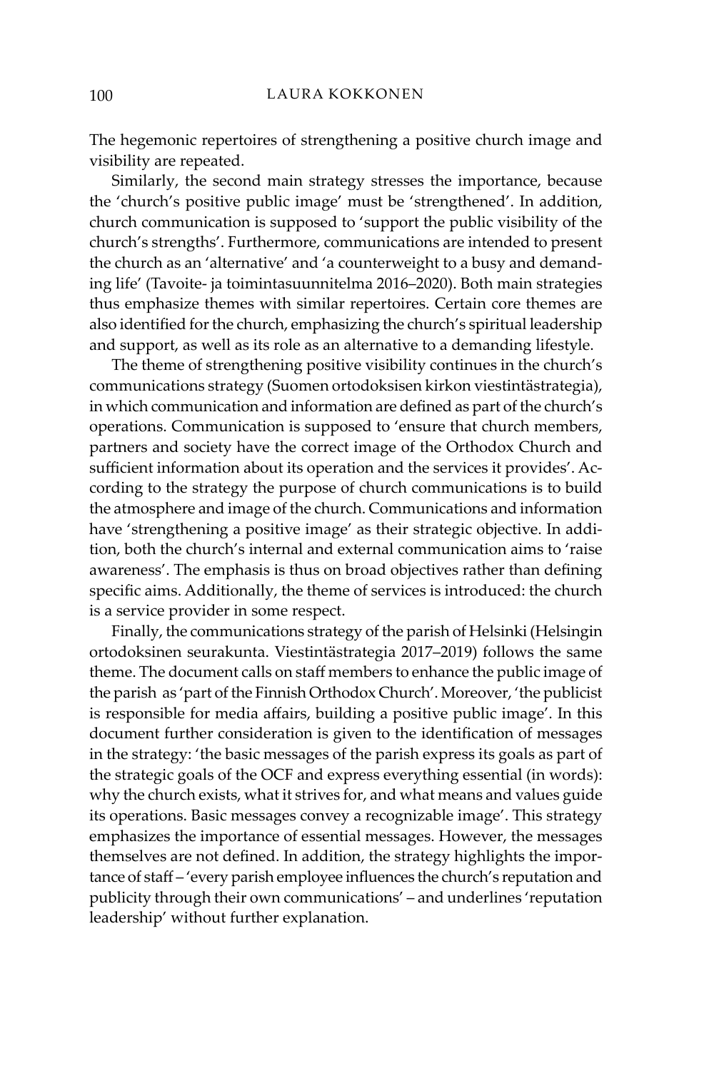The hegemonic repertoires of strengthening a positive church image and visibility are repeated.

Similarly, the second main strategy stresses the importance, because the 'church's positive public image' must be 'strengthened'. In addition, church communication is supposed to 'support the public visibility of the church's strengths'. Furthermore, communications are intended to present the church as an 'alternative' and 'a counterweight to a busy and demanding life' (Tavoite- ja toimintasuunnitelma 2016–2020). Both main strategies thus emphasize themes with similar repertoires. Certain core themes are also identified for the church, emphasizing the church's spiritual leadership and support, as well as its role as an alternative to a demanding lifestyle.

The theme of strengthening positive visibility continues in the church's communications strategy (Suomen ortodoksisen kirkon viestintästrategia), in which communication and information are defined as part of the church's operations. Communication is supposed to 'ensure that church members, partners and society have the correct image of the Orthodox Church and sufficient information about its operation and the services it provides'. According to the strategy the purpose of church communications is to build the atmosphere and image of the church. Communications and information have 'strengthening a positive image' as their strategic objective. In addition, both the church's internal and external communication aims to 'raise awareness'. The emphasis is thus on broad objectives rather than defining specific aims. Additionally, the theme of services is introduced: the church is a service provider in some respect.

Finally, the communications strategy of the parish of Helsinki (Helsingin ortodoksinen seurakunta. Viestintästrategia 2017–2019) follows the same theme. The document calls on staff members to enhance the public image of the parish as 'part of the Finnish Orthodox Church'. Moreover, 'the publicist is responsible for media affairs, building a positive public image'. In this document further consideration is given to the identification of messages in the strategy: 'the basic messages of the parish express its goals as part of the strategic goals of the OCF and express everything essential (in words): why the church exists, what it strives for, and what means and values guide its operations. Basic messages convey a recognizable image'. This strategy emphasizes the importance of essential messages. However, the messages themselves are not defined. In addition, the strategy highlights the importance of staff – 'every parish employee influences the church's reputation and publicity through their own communications' – and underlines 'reputation leadership' without further explanation.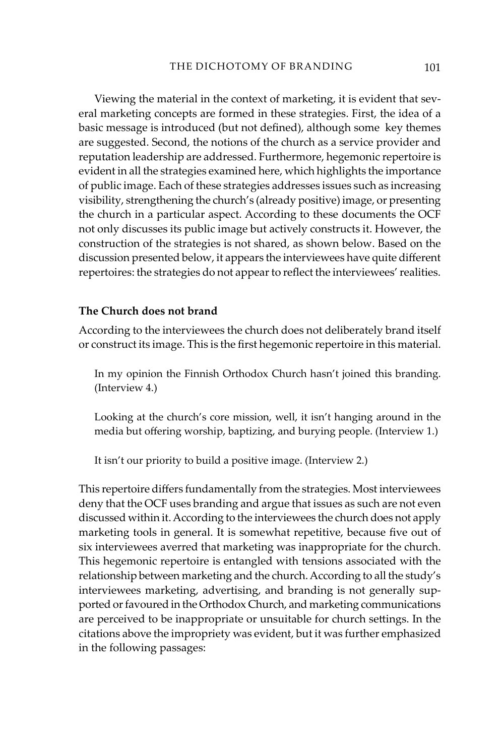Viewing the material in the context of marketing, it is evident that several marketing concepts are formed in these strategies. First, the idea of a basic message is introduced (but not defined), although some key themes are suggested. Second, the notions of the church as a service provider and reputation leadership are addressed. Furthermore, hegemonic repertoire is evident in all the strategies examined here, which highlights the importance of public image. Each of these strategies addresses issues such as increasing visibility, strengthening the church's (already positive) image, or presenting the church in a particular aspect. According to these documents the OCF not only discusses its public image but actively constructs it. However, the construction of the strategies is not shared, as shown below. Based on the discussion presented below, it appears the interviewees have quite different repertoires: the strategies do not appear to reflect the interviewees' realities.

**The Church does not brand**

According to the interviewees the church does not deliberately brand itself or construct its image. This is the first hegemonic repertoire in this material.

> In my opinion the Finnish Orthodox Church hasn't joined this branding. (Interview 4.)

> Looking at the church's core mission, well, it isn't hanging around in the media but offering worship, baptizing, and burying people. (Interview 1.)

> It isn't our priority to build a positive image. (Interview 2.)

This repertoire differs fundamentally from the strategies. Most interviewees deny that the OCF uses branding and argue that issues as such are not even discussed within it. According to the interviewees the church does not apply marketing tools in general. It is somewhat repetitive, because five out of six interviewees averred that marketing was inappropriate for the church. This hegemonic repertoire is entangled with tensions associated with the relationship between marketing and the church. According to all the study's interviewees marketing, advertising, and branding is not generally supported or favoured in the Orthodox Church, and marketing communications are perceived to be inappropriate or unsuitable for church settings. In the citations above the impropriety was evident, but it was further emphasized in the following passages: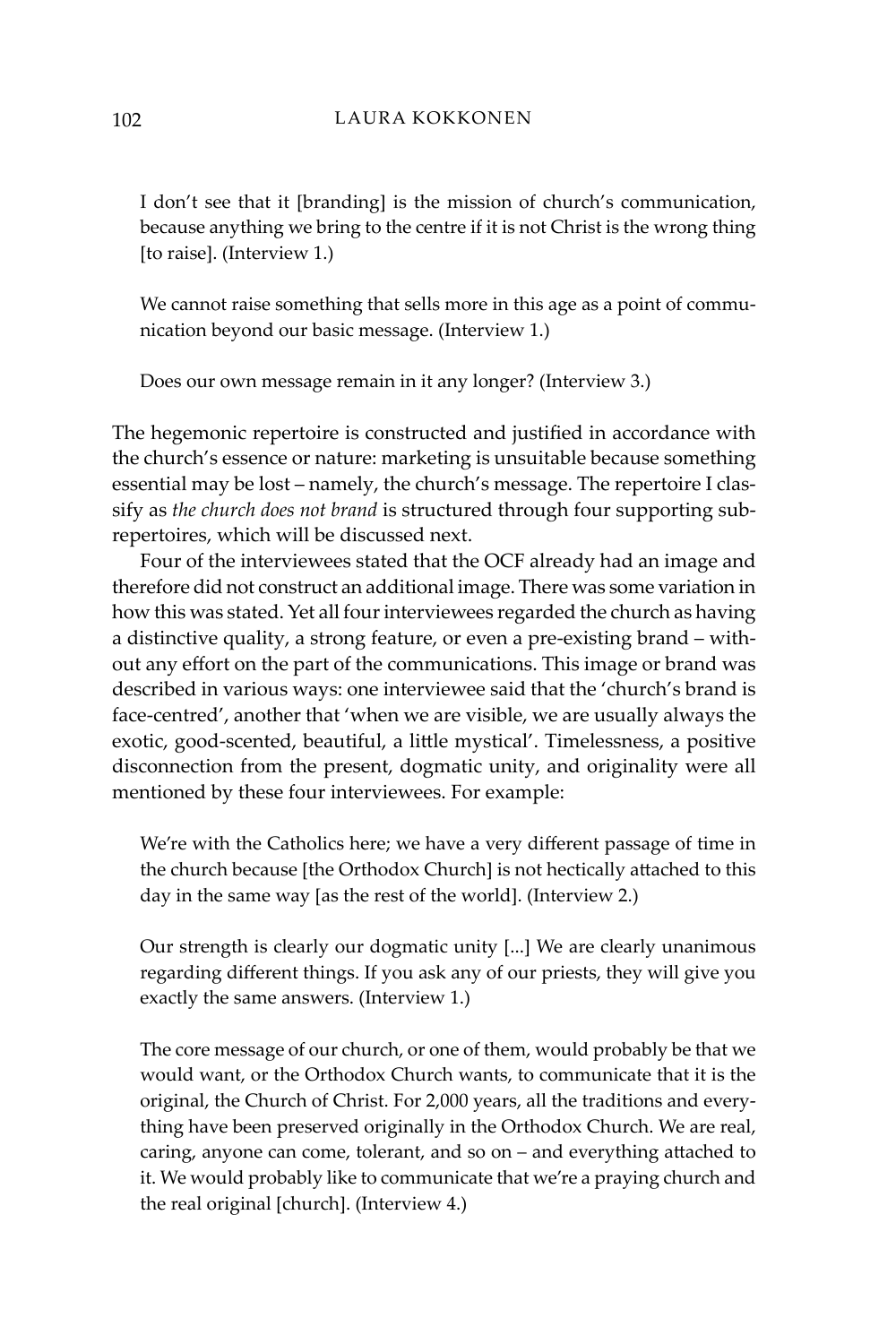> I don't see that it [branding] is the mission of church's communication, because anything we bring to the centre if it is not Christ is the wrong thing [to raise]. (Interview 1.)

> We cannot raise something that sells more in this age as a point of communication beyond our basic message. (Interview 1.)

> Does our own message remain in it any longer? (Interview 3.)

The hegemonic repertoire is constructed and justified in accordance with the church's essence or nature: marketing is unsuitable because something essential may be lost – namely, the church's message. The repertoire I classify as *the church does not brand* is structured through four supporting subrepertoires, which will be discussed next.

Four of the interviewees stated that the OCF already had an image and therefore did not construct an additional image. There was some variation in how this was stated. Yet all four interviewees regarded the church as having a distinctive quality, a strong feature, or even a pre-existing brand – without any effort on the part of the communications. This image or brand was described in various ways: one interviewee said that the 'church's brand is face-centred', another that 'when we are visible, we are usually always the exotic, good-scented, beautiful, a little mystical'. Timelessness, a positive disconnection from the present, dogmatic unity, and originality were all mentioned by these four interviewees. For example:

> We're with the Catholics here; we have a very different passage of time in the church because [the Orthodox Church] is not hectically attached to this day in the same way [as the rest of the world]. (Interview 2.)

> Our strength is clearly our dogmatic unity [...] We are clearly unanimous regarding different things. If you ask any of our priests, they will give you exactly the same answers. (Interview 1.)

> The core message of our church, or one of them, would probably be that we would want, or the Orthodox Church wants, to communicate that it is the original, the Church of Christ. For 2,000 years, all the traditions and everything have been preserved originally in the Orthodox Church. We are real, caring, anyone can come, tolerant, and so on – and everything attached to it. We would probably like to communicate that we're a praying church and the real original [church]. (Interview 4.)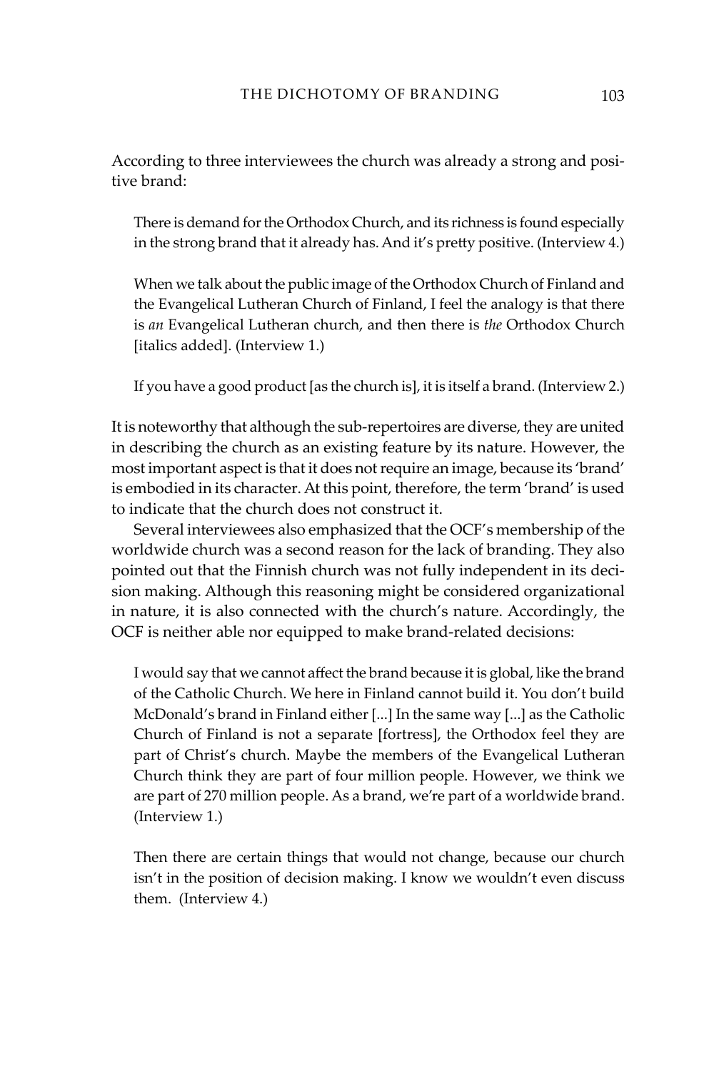According to three interviewees the church was already a strong and positive brand:

> There is demand for the Orthodox Church, and its richness is found especially in the strong brand that it already has. And it's pretty positive. (Interview 4.)

> When we talk about the public image of the Orthodox Church of Finland and the Evangelical Lutheran Church of Finland, I feel the analogy is that there is *an* Evangelical Lutheran church, and then there is *the* Orthodox Church [italics added]. (Interview 1.)

> If you have a good product [as the church is], it is itself a brand. (Interview 2.)

It is noteworthy that although the sub-repertoires are diverse, they are united in describing the church as an existing feature by its nature. However, the most important aspect is that it does not require an image, because its 'brand' is embodied in its character. At this point, therefore, the term 'brand' is used to indicate that the church does not construct it.

Several interviewees also emphasized that the OCF's membership of the worldwide church was a second reason for the lack of branding. They also pointed out that the Finnish church was not fully independent in its decision making. Although this reasoning might be considered organizational in nature, it is also connected with the church's nature. Accordingly, the OCF is neither able nor equipped to make brand-related decisions:

> I would say that we cannot affect the brand because it is global, like the brand of the Catholic Church. We here in Finland cannot build it. You don't build McDonald's brand in Finland either [...] In the same way [...] as the Catholic Church of Finland is not a separate [fortress], the Orthodox feel they are part of Christ's church. Maybe the members of the Evangelical Lutheran Church think they are part of four million people. However, we think we are part of 270 million people. As a brand, we're part of a worldwide brand. (Interview 1.)

> Then there are certain things that would not change, because our church isn't in the position of decision making. I know we wouldn't even discuss them. (Interview 4.)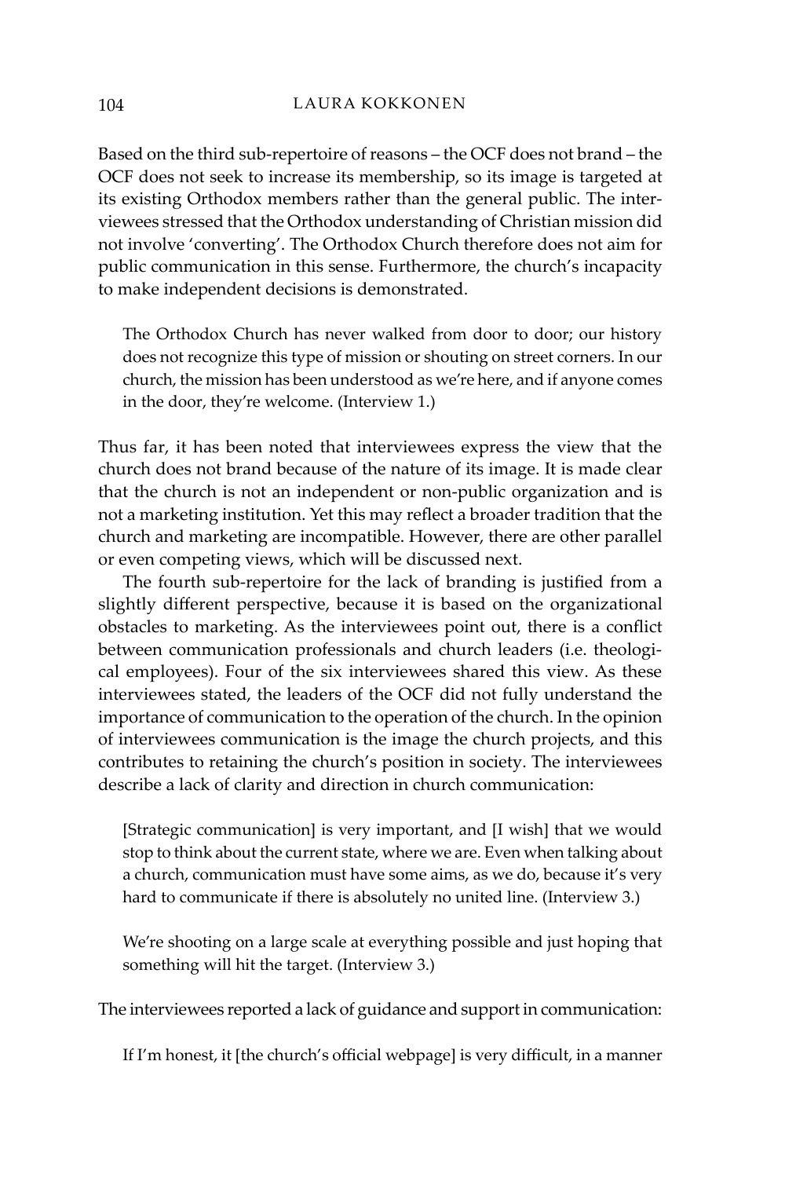Based on the third sub-repertoire of reasons – the OCF does not brand – the OCF does not seek to increase its membership, so its image is targeted at its existing Orthodox members rather than the general public. The interviewees stressed that the Orthodox understanding of Christian mission did not involve 'converting'. The Orthodox Church therefore does not aim for public communication in this sense. Furthermore, the church's incapacity to make independent decisions is demonstrated.

> The Orthodox Church has never walked from door to door; our history does not recognize this type of mission or shouting on street corners. In our church, the mission has been understood as we're here, and if anyone comes in the door, they're welcome. (Interview 1.)

Thus far, it has been noted that interviewees express the view that the church does not brand because of the nature of its image. It is made clear that the church is not an independent or non-public organization and is not a marketing institution. Yet this may reflect a broader tradition that the church and marketing are incompatible. However, there are other parallel or even competing views, which will be discussed next.

The fourth sub-repertoire for the lack of branding is justified from a slightly different perspective, because it is based on the organizational obstacles to marketing. As the interviewees point out, there is a conflict between communication professionals and church leaders (i.e. theological employees). Four of the six interviewees shared this view. As these interviewees stated, the leaders of the OCF did not fully understand the importance of communication to the operation of the church. In the opinion of interviewees communication is the image the church projects, and this contributes to retaining the church's position in society. The interviewees describe a lack of clarity and direction in church communication:

> [Strategic communication] is very important, and [I wish] that we would stop to think about the current state, where we are. Even when talking about a church, communication must have some aims, as we do, because it's very hard to communicate if there is absolutely no united line. (Interview 3.)

> We're shooting on a large scale at everything possible and just hoping that something will hit the target. (Interview 3.)

The interviewees reported a lack of guidance and support in communication:

> If I'm honest, it [the church's official webpage] is very difficult, in a manner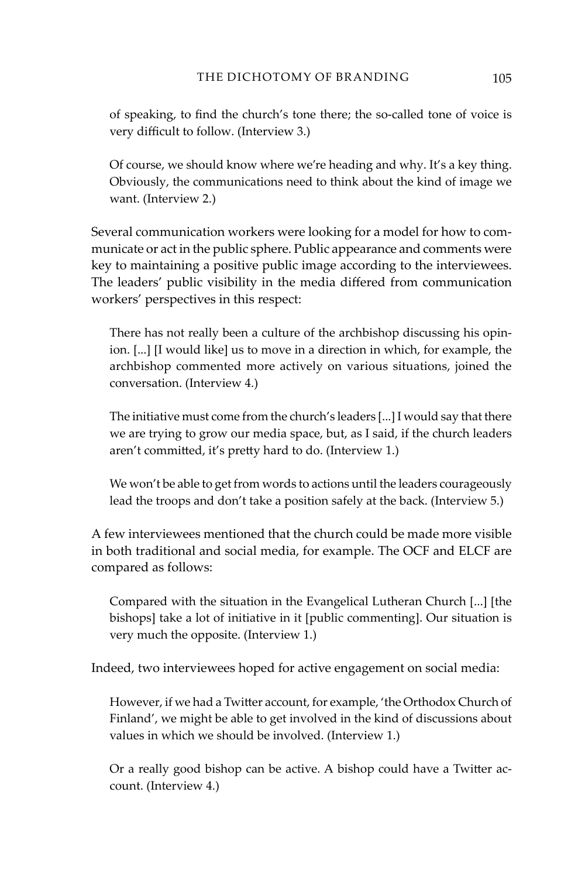of speaking, to find the church's tone there; the so-called tone of voice is very difficult to follow. (Interview 3.)

> Of course, we should know where we're heading and why. It's a key thing. Obviously, the communications need to think about the kind of image we want. (Interview 2.)

Several communication workers were looking for a model for how to communicate or act in the public sphere. Public appearance and comments were key to maintaining a positive public image according to the interviewees. The leaders' public visibility in the media differed from communication workers' perspectives in this respect:

> There has not really been a culture of the archbishop discussing his opinion. [...] [I would like] us to move in a direction in which, for example, the archbishop commented more actively on various situations, joined the conversation. (Interview 4.)

> The initiative must come from the church's leaders [...] I would say that there we are trying to grow our media space, but, as I said, if the church leaders aren't committed, it's pretty hard to do. (Interview 1.)

> We won't be able to get from words to actions until the leaders courageously lead the troops and don't take a position safely at the back. (Interview 5.)

A few interviewees mentioned that the church could be made more visible in both traditional and social media, for example. The OCF and ELCF are compared as follows:

> Compared with the situation in the Evangelical Lutheran Church [...] [the bishops] take a lot of initiative in it [public commenting]. Our situation is very much the opposite. (Interview 1.)

Indeed, two interviewees hoped for active engagement on social media:

> However, if we had a Twitter account, for example, 'the Orthodox Church of Finland', we might be able to get involved in the kind of discussions about values in which we should be involved. (Interview 1.)

> Or a really good bishop can be active. A bishop could have a Twitter account. (Interview 4.)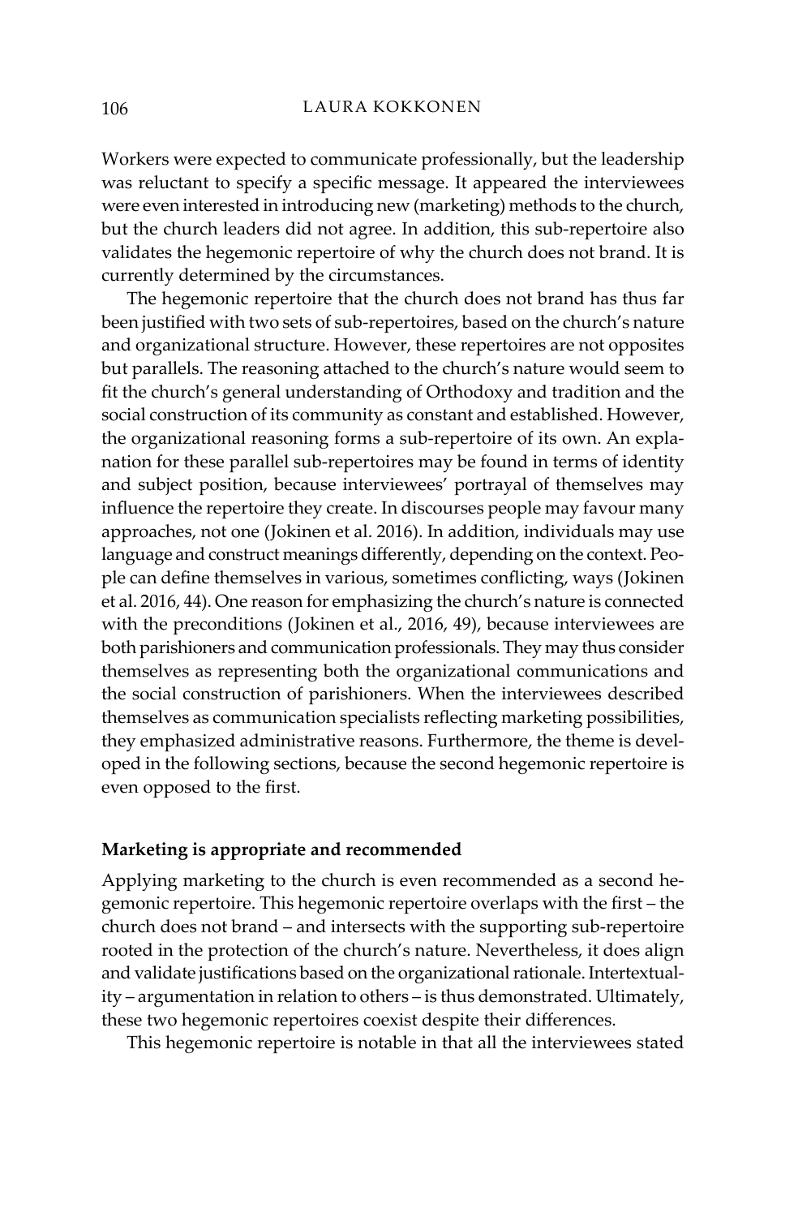Workers were expected to communicate professionally, but the leadership was reluctant to specify a specific message. It appeared the interviewees were even interested in introducing new (marketing) methods to the church, but the church leaders did not agree. In addition, this sub-repertoire also validates the hegemonic repertoire of why the church does not brand. It is currently determined by the circumstances.

The hegemonic repertoire that the church does not brand has thus far been justified with two sets of sub-repertoires, based on the church's nature and organizational structure. However, these repertoires are not opposites but parallels. The reasoning attached to the church's nature would seem to fit the church's general understanding of Orthodoxy and tradition and the social construction of its community as constant and established. However, the organizational reasoning forms a sub-repertoire of its own. An explanation for these parallel sub-repertoires may be found in terms of identity and subject position, because interviewees' portrayal of themselves may influence the repertoire they create. In discourses people may favour many approaches, not one (Jokinen et al. 2016). In addition, individuals may use language and construct meanings differently, depending on the context. People can define themselves in various, sometimes conflicting, ways (Jokinen et al. 2016, 44). One reason for emphasizing the church's nature is connected with the preconditions (Jokinen et al., 2016, 49), because interviewees are both parishioners and communication professionals. They may thus consider themselves as representing both the organizational communications and the social construction of parishioners. When the interviewees described themselves as communication specialists reflecting marketing possibilities, they emphasized administrative reasons. Furthermore, the theme is developed in the following sections, because the second hegemonic repertoire is even opposed to the first.

### Marketing is appropriate and recommended

Applying marketing to the church is even recommended as a second hegemonic repertoire. This hegemonic repertoire overlaps with the first – the church does not brand – and intersects with the supporting sub-repertoire rooted in the protection of the church's nature. Nevertheless, it does align and validate justifications based on the organizational rationale. Intertextuality – argumentation in relation to others – is thus demonstrated. Ultimately, these two hegemonic repertoires coexist despite their differences.

This hegemonic repertoire is notable in that all the interviewees stated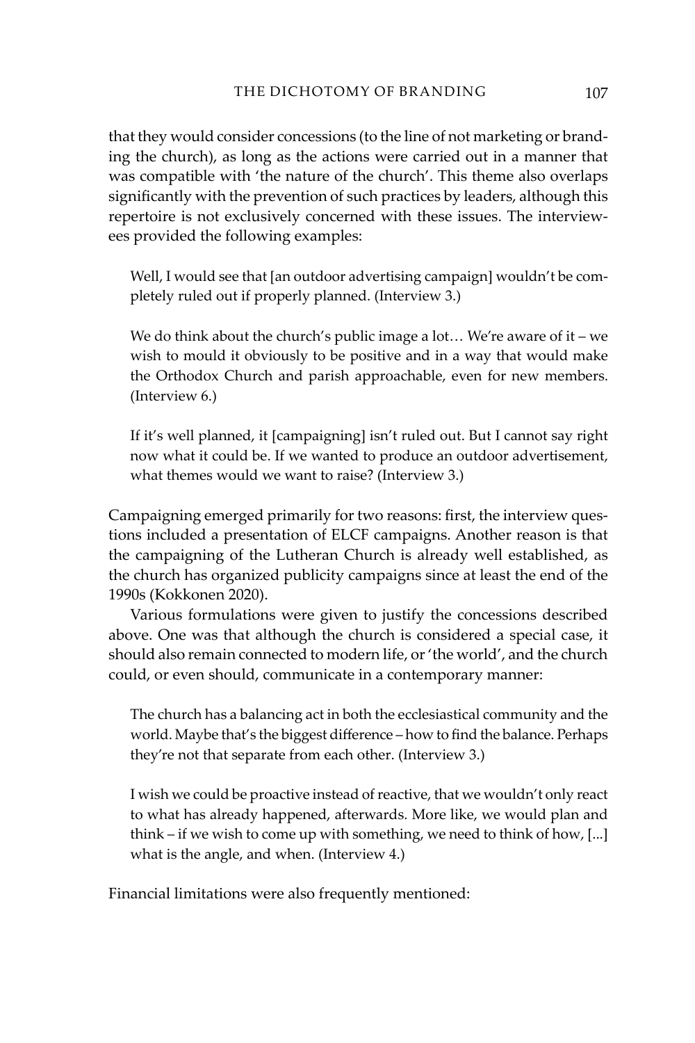that they would consider concessions (to the line of not marketing or branding the church), as long as the actions were carried out in a manner that was compatible with 'the nature of the church'. This theme also overlaps significantly with the prevention of such practices by leaders, although this repertoire is not exclusively concerned with these issues. The interviewees provided the following examples:

> Well, I would see that [an outdoor advertising campaign] wouldn't be completely ruled out if properly planned. (Interview 3.)

> We do think about the church's public image a lot… We're aware of it – we wish to mould it obviously to be positive and in a way that would make the Orthodox Church and parish approachable, even for new members. (Interview 6.)

> If it's well planned, it [campaigning] isn't ruled out. But I cannot say right now what it could be. If we wanted to produce an outdoor advertisement, what themes would we want to raise? (Interview 3.)

Campaigning emerged primarily for two reasons: first, the interview questions included a presentation of ELCF campaigns. Another reason is that the campaigning of the Lutheran Church is already well established, as the church has organized publicity campaigns since at least the end of the 1990s (Kokkonen 2020).

Various formulations were given to justify the concessions described above. One was that although the church is considered a special case, it should also remain connected to modern life, or 'the world', and the church could, or even should, communicate in a contemporary manner:

> The church has a balancing act in both the ecclesiastical community and the world. Maybe that's the biggest difference – how to find the balance. Perhaps they're not that separate from each other. (Interview 3.)

> I wish we could be proactive instead of reactive, that we wouldn't only react to what has already happened, afterwards. More like, we would plan and think – if we wish to come up with something, we need to think of how, [...] what is the angle, and when. (Interview 4.)

Financial limitations were also frequently mentioned: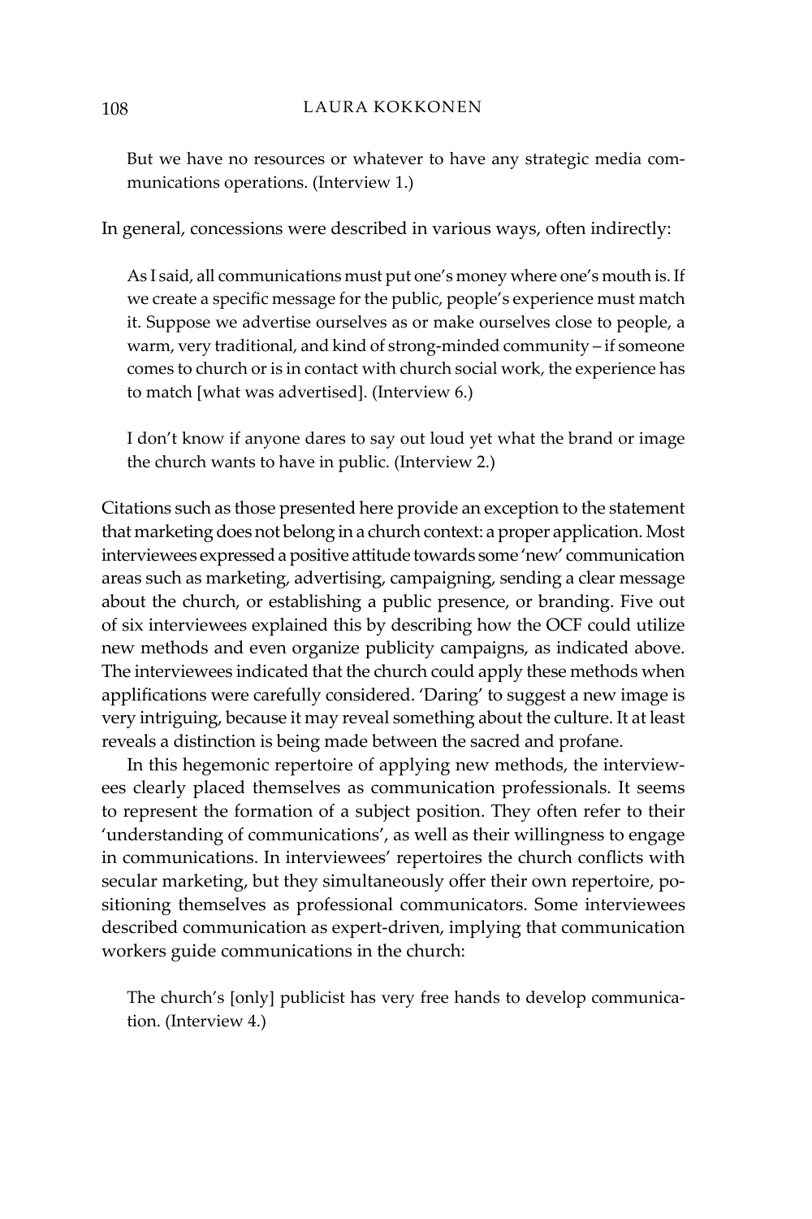> But we have no resources or whatever to have any strategic media communications operations. (Interview 1.)

In general, concessions were described in various ways, often indirectly:

> As I said, all communications must put one's money where one's mouth is. If we create a specific message for the public, people's experience must match it. Suppose we advertise ourselves as or make ourselves close to people, a warm, very traditional, and kind of strong-minded community – if someone comes to church or is in contact with church social work, the experience has to match [what was advertised]. (Interview 6.)

> I don't know if anyone dares to say out loud yet what the brand or image the church wants to have in public. (Interview 2.)

Citations such as those presented here provide an exception to the statement that marketing does not belong in a church context: a proper application. Most interviewees expressed a positive attitude towards some 'new' communication areas such as marketing, advertising, campaigning, sending a clear message about the church, or establishing a public presence, or branding. Five out of six interviewees explained this by describing how the OCF could utilize new methods and even organize publicity campaigns, as indicated above. The interviewees indicated that the church could apply these methods when applifications were carefully considered. 'Daring' to suggest a new image is very intriguing, because it may reveal something about the culture. It at least reveals a distinction is being made between the sacred and profane.

In this hegemonic repertoire of applying new methods, the interviewees clearly placed themselves as communication professionals. It seems to represent the formation of a subject position. They often refer to their 'understanding of communications', as well as their willingness to engage in communications. In interviewees' repertoires the church conflicts with secular marketing, but they simultaneously offer their own repertoire, positioning themselves as professional communicators. Some interviewees described communication as expert-driven, implying that communication workers guide communications in the church:

> The church's [only] publicist has very free hands to develop communication. (Interview 4.)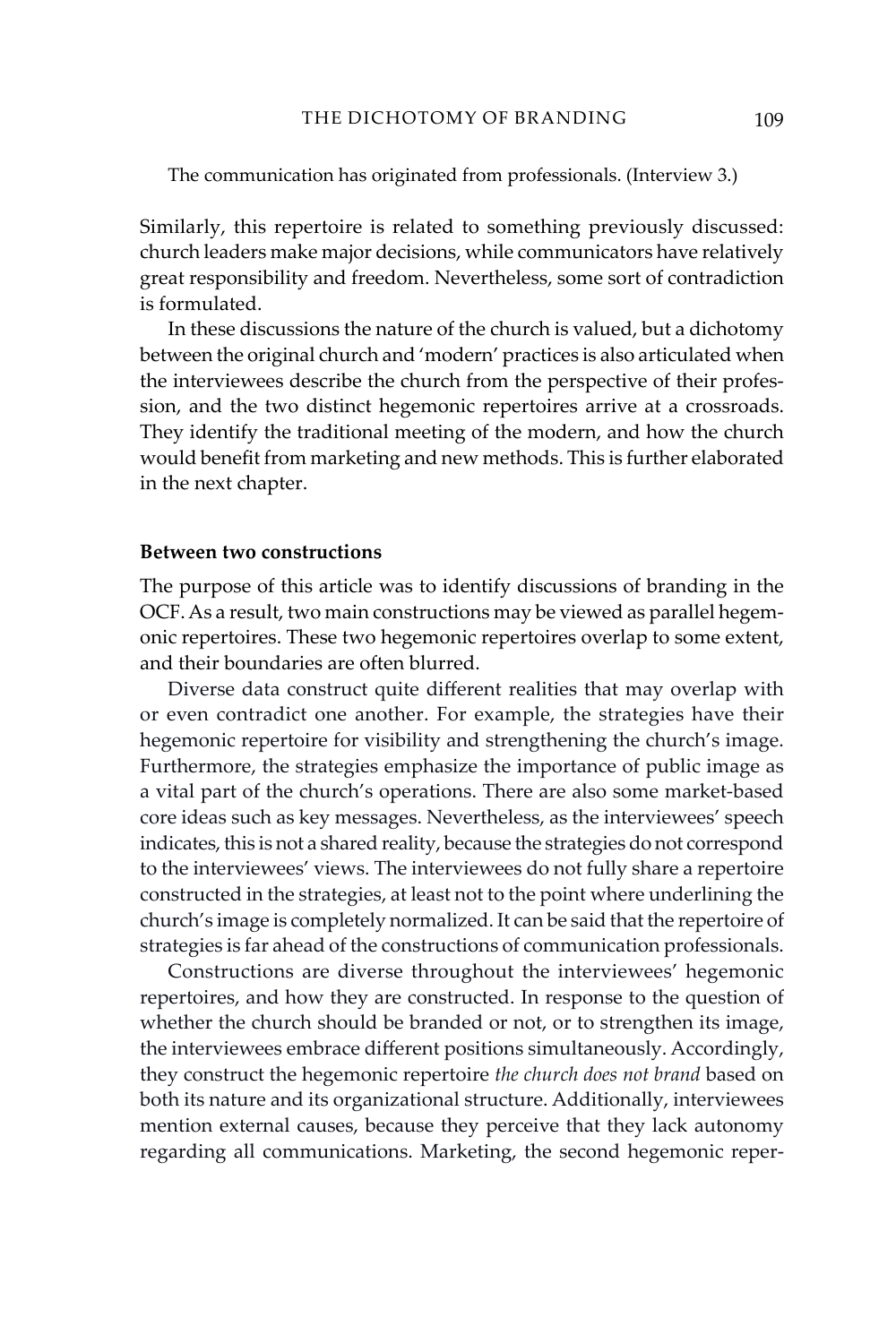The communication has originated from professionals. (Interview 3.)

Similarly, this repertoire is related to something previously discussed: church leaders make major decisions, while communicators have relatively great responsibility and freedom. Nevertheless, some sort of contradiction is formulated.

In these discussions the nature of the church is valued, but a dichotomy between the original church and 'modern' practices is also articulated when the interviewees describe the church from the perspective of their profession, and the two distinct hegemonic repertoires arrive at a crossroads. They identify the traditional meeting of the modern, and how the church would benefit from marketing and new methods. This is further elaborated in the next chapter.

**Between two constructions**

The purpose of this article was to identify discussions of branding in the OCF. As a result, two main constructions may be viewed as parallel hegemonic repertoires. These two hegemonic repertoires overlap to some extent, and their boundaries are often blurred.

Diverse data construct quite different realities that may overlap with or even contradict one another. For example, the strategies have their hegemonic repertoire for visibility and strengthening the church's image. Furthermore, the strategies emphasize the importance of public image as a vital part of the church's operations. There are also some market-based core ideas such as key messages. Nevertheless, as the interviewees' speech indicates, this is not a shared reality, because the strategies do not correspond to the interviewees' views. The interviewees do not fully share a repertoire constructed in the strategies, at least not to the point where underlining the church's image is completely normalized. It can be said that the repertoire of strategies is far ahead of the constructions of communication professionals.

Constructions are diverse throughout the interviewees' hegemonic repertoires, and how they are constructed. In response to the question of whether the church should be branded or not, or to strengthen its image, the interviewees embrace different positions simultaneously. Accordingly, they construct the hegemonic repertoire *the church does not brand* based on both its nature and its organizational structure. Additionally, interviewees mention external causes, because they perceive that they lack autonomy regarding all communications. Marketing, the second hegemonic reper-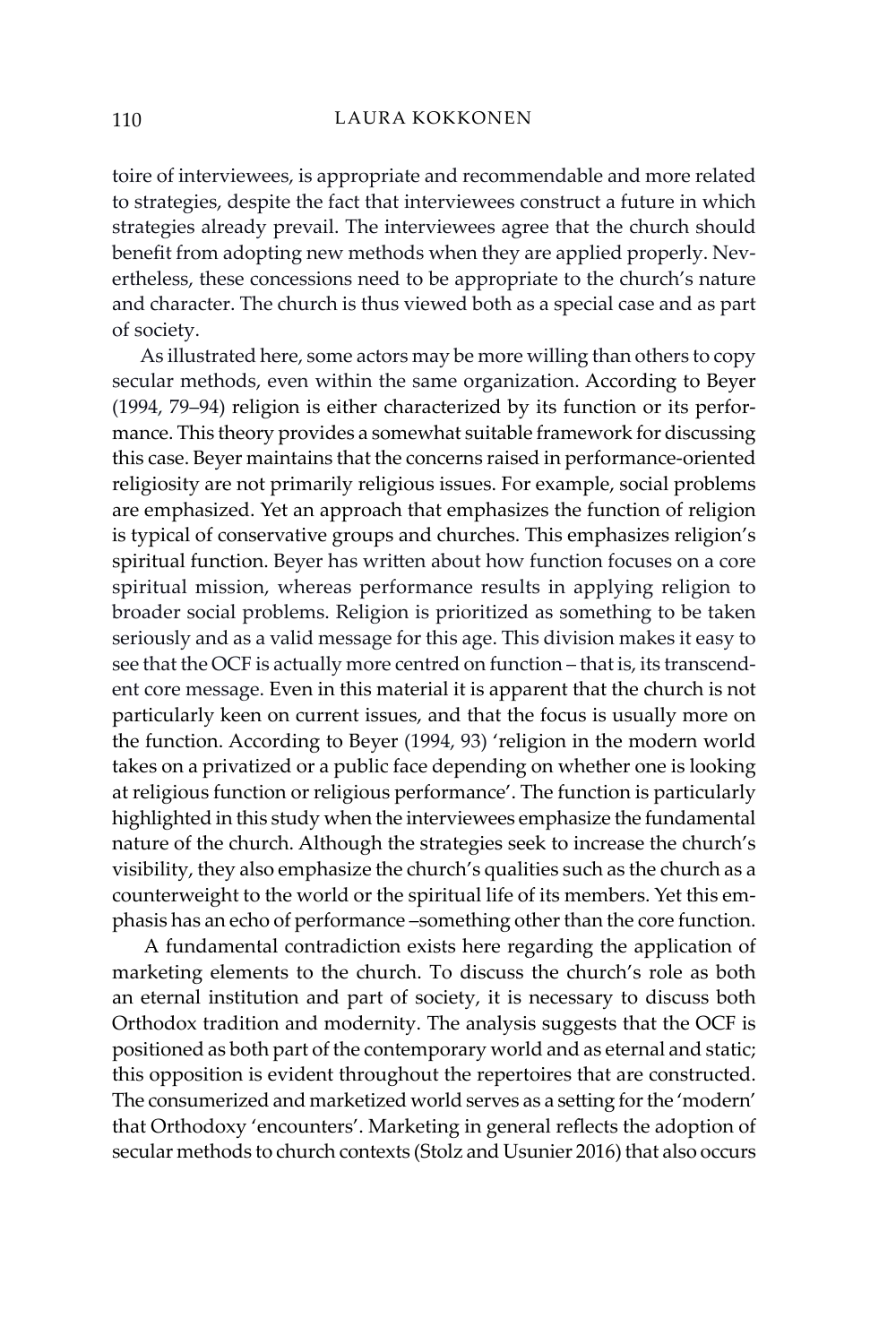toire of interviewees, is appropriate and recommendable and more related to strategies, despite the fact that interviewees construct a future in which strategies already prevail. The interviewees agree that the church should benefit from adopting new methods when they are applied properly. Nevertheless, these concessions need to be appropriate to the church's nature and character. The church is thus viewed both as a special case and as part of society.

As illustrated here, some actors may be more willing than others to copy secular methods, even within the same organization. According to Beyer (1994, 79–94) religion is either characterized by its function or its performance. This theory provides a somewhat suitable framework for discussing this case. Beyer maintains that the concerns raised in performance-oriented religiosity are not primarily religious issues. For example, social problems are emphasized. Yet an approach that emphasizes the function of religion is typical of conservative groups and churches. This emphasizes religion's spiritual function. Beyer has written about how function focuses on a core spiritual mission, whereas performance results in applying religion to broader social problems. Religion is prioritized as something to be taken seriously and as a valid message for this age. This division makes it easy to see that the OCF is actually more centred on function – that is, its transcendent core message. Even in this material it is apparent that the church is not particularly keen on current issues, and that the focus is usually more on the function. According to Beyer (1994, 93) 'religion in the modern world takes on a privatized or a public face depending on whether one is looking at religious function or religious performance'. The function is particularly highlighted in this study when the interviewees emphasize the fundamental nature of the church. Although the strategies seek to increase the church's visibility, they also emphasize the church's qualities such as the church as a counterweight to the world or the spiritual life of its members. Yet this emphasis has an echo of performance –something other than the core function.

A fundamental contradiction exists here regarding the application of marketing elements to the church. To discuss the church's role as both an eternal institution and part of society, it is necessary to discuss both Orthodox tradition and modernity. The analysis suggests that the OCF is positioned as both part of the contemporary world and as eternal and static; this opposition is evident throughout the repertoires that are constructed. The consumerized and marketized world serves as a setting for the 'modern' that Orthodoxy 'encounters'. Marketing in general reflects the adoption of secular methods to church contexts (Stolz and Usunier 2016) that also occurs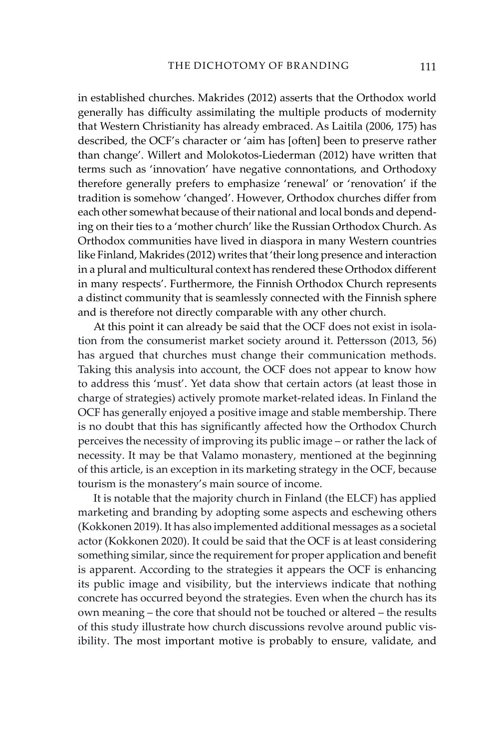in established churches. Makrides (2012) asserts that the Orthodox world generally has difficulty assimilating the multiple products of modernity that Western Christianity has already embraced. As Laitila (2006, 175) has described, the OCF's character or 'aim has [often] been to preserve rather than change'. Willert and Molokotos-Liederman (2012) have written that terms such as 'innovation' have negative connontations, and Orthodoxy therefore generally prefers to emphasize 'renewal' or 'renovation' if the tradition is somehow 'changed'. However, Orthodox churches differ from each other somewhat because of their national and local bonds and depending on their ties to a 'mother church' like the Russian Orthodox Church. As Orthodox communities have lived in diaspora in many Western countries like Finland, Makrides (2012) writes that 'their long presence and interaction in a plural and multicultural context has rendered these Orthodox different in many respects'. Furthermore, the Finnish Orthodox Church represents a distinct community that is seamlessly connected with the Finnish sphere and is therefore not directly comparable with any other church.

At this point it can already be said that the OCF does not exist in isolation from the consumerist market society around it. Pettersson (2013, 56) has argued that churches must change their communication methods. Taking this analysis into account, the OCF does not appear to know how to address this 'must'. Yet data show that certain actors (at least those in charge of strategies) actively promote market-related ideas. In Finland the OCF has generally enjoyed a positive image and stable membership. There is no doubt that this has significantly affected how the Orthodox Church perceives the necessity of improving its public image – or rather the lack of necessity. It may be that Valamo monastery, mentioned at the beginning of this article, is an exception in its marketing strategy in the OCF, because tourism is the monastery's main source of income.

It is notable that the majority church in Finland (the ELCF) has applied marketing and branding by adopting some aspects and eschewing others (Kokkonen 2019). It has also implemented additional messages as a societal actor (Kokkonen 2020). It could be said that the OCF is at least considering something similar, since the requirement for proper application and benefit is apparent. According to the strategies it appears the OCF is enhancing its public image and visibility, but the interviews indicate that nothing concrete has occurred beyond the strategies. Even when the church has its own meaning – the core that should not be touched or altered – the results of this study illustrate how church discussions revolve around public visibility. The most important motive is probably to ensure, validate, and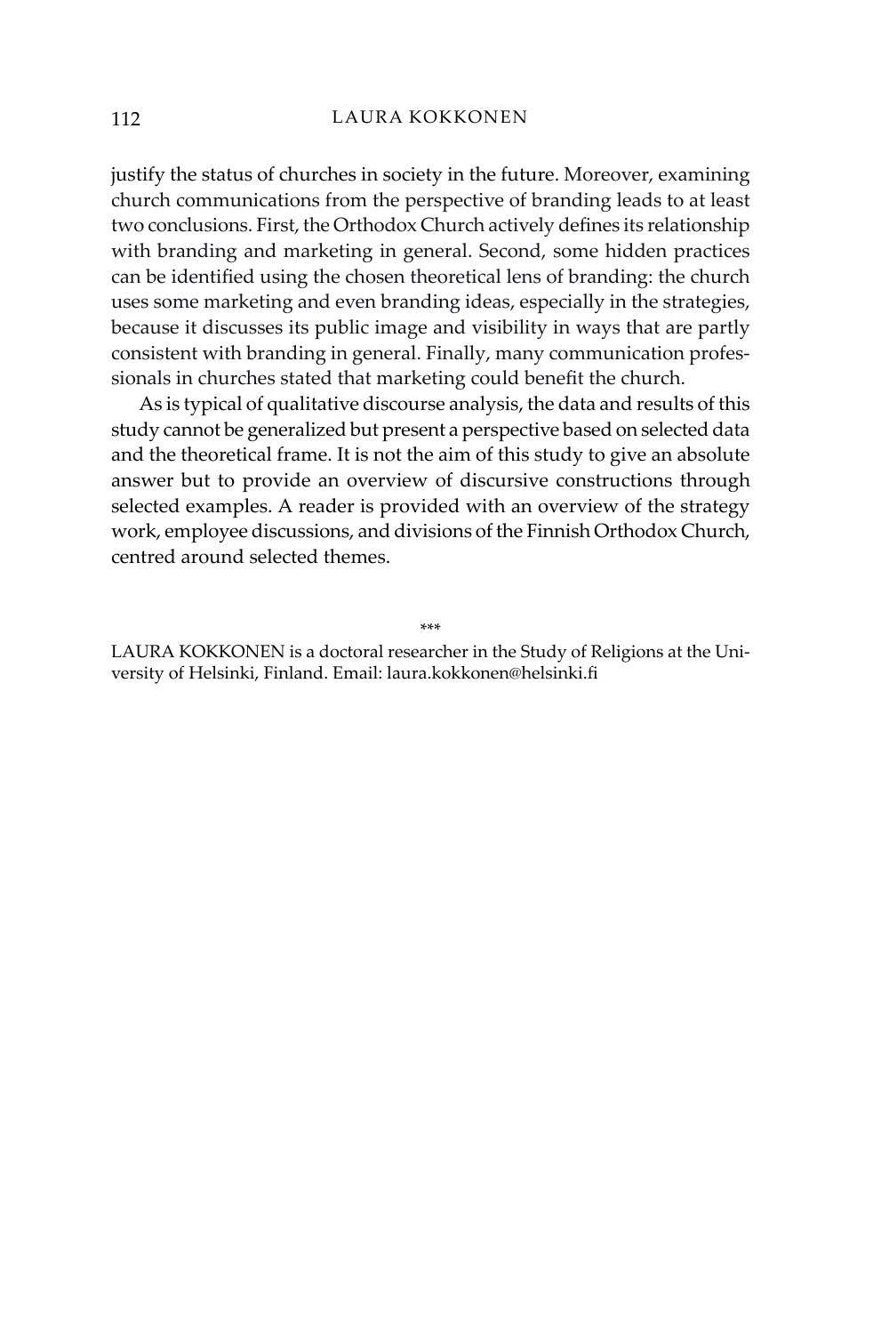justify the status of churches in society in the future. Moreover, examining church communications from the perspective of branding leads to at least two conclusions. First, the Orthodox Church actively defines its relationship with branding and marketing in general. Second, some hidden practices can be identified using the chosen theoretical lens of branding: the church uses some marketing and even branding ideas, especially in the strategies, because it discusses its public image and visibility in ways that are partly consistent with branding in general. Finally, many communication professionals in churches stated that marketing could benefit the church.

As is typical of qualitative discourse analysis, the data and results of this study cannot be generalized but present a perspective based on selected data and the theoretical frame. It is not the aim of this study to give an absolute answer but to provide an overview of discursive constructions through selected examples. A reader is provided with an overview of the strategy work, employee discussions, and divisions of the Finnish Orthodox Church, centred around selected themes.

\*\*\*

LAURA KOKKONEN is a doctoral researcher in the Study of Religions at the University of Helsinki, Finland. Email: laura.kokkonen@helsinki.fi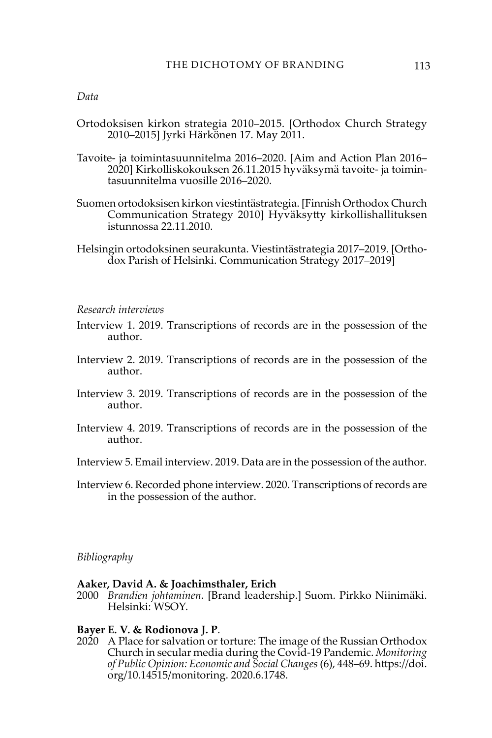*Data*

Ortodoksisen kirkon strategia 2010–2015. [Orthodox Church Strategy 2010–2015] Jyrki Härkönen 17. May 2011.

Tavoite- ja toimintasuunnitelma 2016–2020. [Aim and Action Plan 2016–2020] Kirkolliskokouksen 26.11.2015 hyväksymä tavoite- ja toimintasuunnitelma vuosille 2016–2020.

Suomen ortodoksisen kirkon viestintästrategia. [Finnish Orthodox Church Communication Strategy 2010] Hyväksytty kirkollishallituksen istunnossa 22.11.2010.

Helsingin ortodoksinen seurakunta. Viestintästrategia 2017–2019. [Orthodox Parish of Helsinki. Communication Strategy 2017–2019]

*Research interviews*

Interview 1. 2019. Transcriptions of records are in the possession of the author.

Interview 2. 2019. Transcriptions of records are in the possession of the author.

Interview 3. 2019. Transcriptions of records are in the possession of the author.

Interview 4. 2019. Transcriptions of records are in the possession of the author.

Interview 5. Email interview. 2019. Data are in the possession of the author.

Interview 6. Recorded phone interview. 2020. Transcriptions of records are in the possession of the author.

*Bibliography*

**Aaker, David A. & Joachimsthaler, Erich**
2000 *Brandien johtaminen.* [Brand leadership.] Suom. Pirkko Niinimäki. Helsinki: WSOY.

**Bayer E. V. & Rodionova J. P**.
2020 A Place for salvation or torture: The image of the Russian Orthodox Church in secular media during the Covid-19 Pandemic. *Monitoring of Public Opinion: Economic and Social Changes* (6), 448–69. https://doi.org/10.14515/monitoring. 2020.6.1748.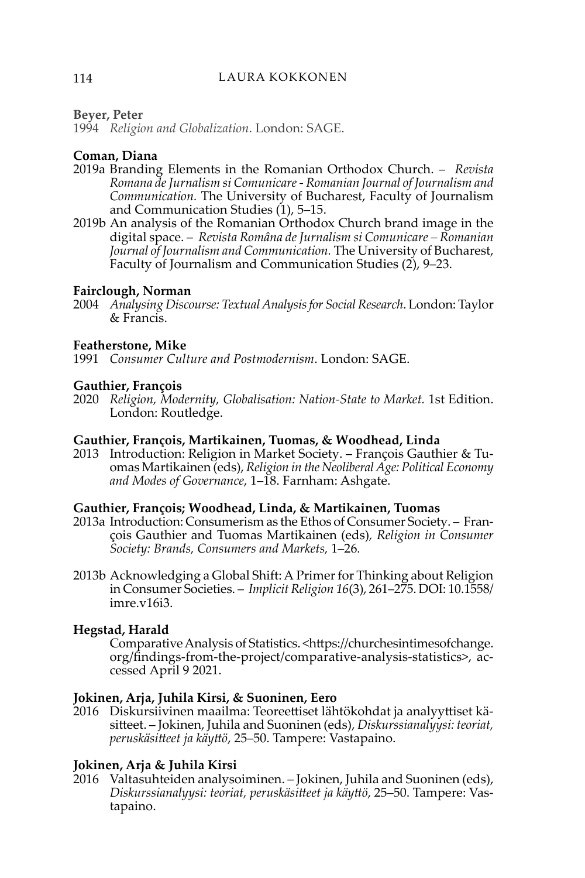**Beyer, Peter**
1994 *Religion and Globalization*. London: SAGE.

**Coman, Diana**
2019a Branding Elements in the Romanian Orthodox Church. – *Revista Romana de Jurnalism si Comunicare - Romanian Journal of Journalism and Communication.* The University of Bucharest, Faculty of Journalism and Communication Studies (1), 5–15.

2019b An analysis of the Romanian Orthodox Church brand image in the digital space. – *Revista Româna de Jurnalism si Comunicare – Romanian Journal of Journalism and Communication.* The University of Bucharest, Faculty of Journalism and Communication Studies (2), 9–23.

**Fairclough, Norman**
2004 *Analysing Discourse: Textual Analysis for Social Research*. London: Taylor & Francis.

**Featherstone, Mike**
1991 *Consumer Culture and Postmodernism*. London: SAGE.

**Gauthier, François**
2020 *Religion, Modernity, Globalisation: Nation-State to Market.* 1st Edition. London: Routledge.

**Gauthier, François, Martikainen, Tuomas, & Woodhead, Linda**
2013 Introduction: Religion in Market Society. – François Gauthier & Tuomas Martikainen (eds), *Religion in the Neoliberal Age: Political Economy and Modes of Governance*, 1–18. Farnham: Ashgate.

**Gauthier, François; Woodhead, Linda, & Martikainen, Tuomas**
2013a Introduction: Consumerism as the Ethos of Consumer Society. – François Gauthier and Tuomas Martikainen (eds), *Religion in Consumer Society: Brands, Consumers and Markets,* 1–26.

2013b Acknowledging a Global Shift: A Primer for Thinking about Religion in Consumer Societies. – *Implicit Religion 16*(3), 261–275. DOI: 10.1558/imre.v16i3.

**Hegstad, Harald**
Comparative Analysis of Statistics. <https://churchesintimesofchange.org/findings-from-the-project/comparative-analysis-statistics>, accessed April 9 2021.

**Jokinen, Arja, Juhila Kirsi, & Suoninen, Eero**
2016 Diskursiivinen maailma: Teoreettiset lähtökohdat ja analyyttiset käsitteet. – Jokinen, Juhila and Suoninen (eds), *Diskurssianalyysi: teoriat, peruskäsitteet ja käyttö*, 25–50. Tampere: Vastapaino.

**Jokinen, Arja & Juhila Kirsi**
2016 Valtasuhteiden analysoiminen. – Jokinen, Juhila and Suoninen (eds), *Diskurssianalyysi: teoriat, peruskäsitteet ja käyttö*, 25–50. Tampere: Vastapaino.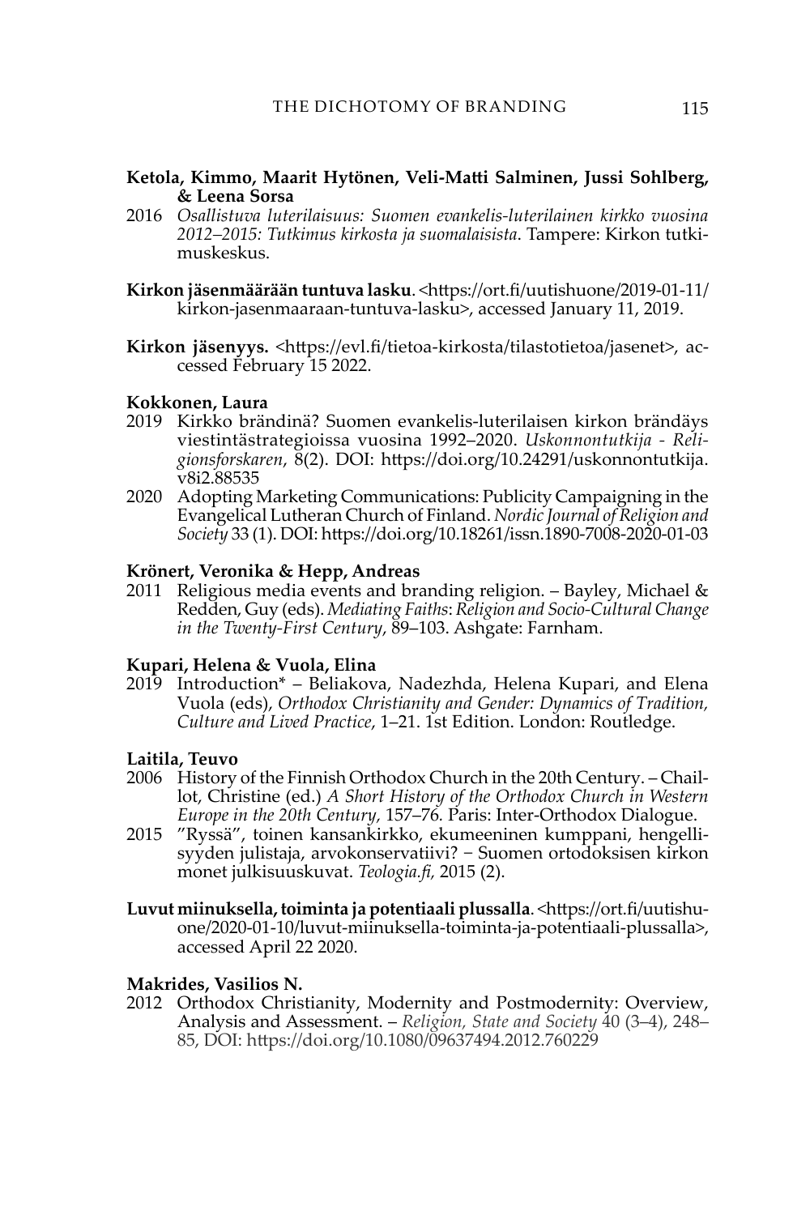**Ketola, Kimmo, Maarit Hytönen, Veli-Matti Salminen, Jussi Sohlberg, & Leena Sorsa**

2016 *Osallistuva luterilaisuus: Suomen evankelis-luterilainen kirkko vuosina 2012–2015: Tutkimus kirkosta ja suomalaisista*. Tampere: Kirkon tutkimuskeskus.

**Kirkon jäsenmäärään tuntuva lasku**. <https://ort.fi/uutishuone/2019-01-11/kirkon-jasenmaaraan-tuntuva-lasku>, accessed January 11, 2019.

**Kirkon jäsenyys.** <https://evl.fi/tietoa-kirkosta/tilastotietoa/jasenet>, accessed February 15 2022.

**Kokkonen, Laura**

2019 Kirkko brändinä? Suomen evankelis-luterilaisen kirkon brändäys viestintästrategioissa vuosina 1992–2020. *Uskonnontutkija - Religionsforskaren*, 8(2). DOI: https://doi.org/10.24291/uskonnontutkija.v8i2.88535

2020 Adopting Marketing Communications: Publicity Campaigning in the Evangelical Lutheran Church of Finland. *Nordic Journal of Religion and Society* 33 (1). DOI: https://doi.org/10.18261/issn.1890-7008-2020-01-03

**Krönert, Veronika & Hepp, Andreas**

2011 Religious media events and branding religion. – Bayley, Michael & Redden, Guy (eds). *Mediating Faiths*: *Religion and Socio-Cultural Change in the Twenty-First Century*, 89–103. Ashgate: Farnham.

**Kupari, Helena & Vuola, Elina**

2019 Introduction* – Beliakova, Nadezhda, Helena Kupari, and Elena Vuola (eds), *Orthodox Christianity and Gender: Dynamics of Tradition, Culture and Lived Practice*, 1–21. 1st Edition. London: Routledge.

**Laitila, Teuvo**

2006 History of the Finnish Orthodox Church in the 20th Century. – Chaillot, Christine (ed.) *A Short History of the Orthodox Church in Western Europe in the 20th Century,* 157–76. Paris: Inter-Orthodox Dialogue.

2015 "Ryssä", toinen kansankirkko, ekumeeninen kumppani, hengellisyyden julistaja, arvokonservatiivi? − Suomen ortodoksisen kirkon monet julkisuuskuvat. *Teologia.fi,* 2015 (2).

**Luvut miinuksella, toiminta ja potentiaali plussalla**. <https://ort.fi/uutishuone/2020-01-10/luvut-miinuksella-toiminta-ja-potentiaali-plussalla>, accessed April 22 2020.

**Makrides, Vasilios N.**

2012 Orthodox Christianity, Modernity and Postmodernity: Overview, Analysis and Assessment. – *Religion, State and Society* 40 (3–4), 248–85, DOI: https://doi.org/10.1080/09637494.2012.760229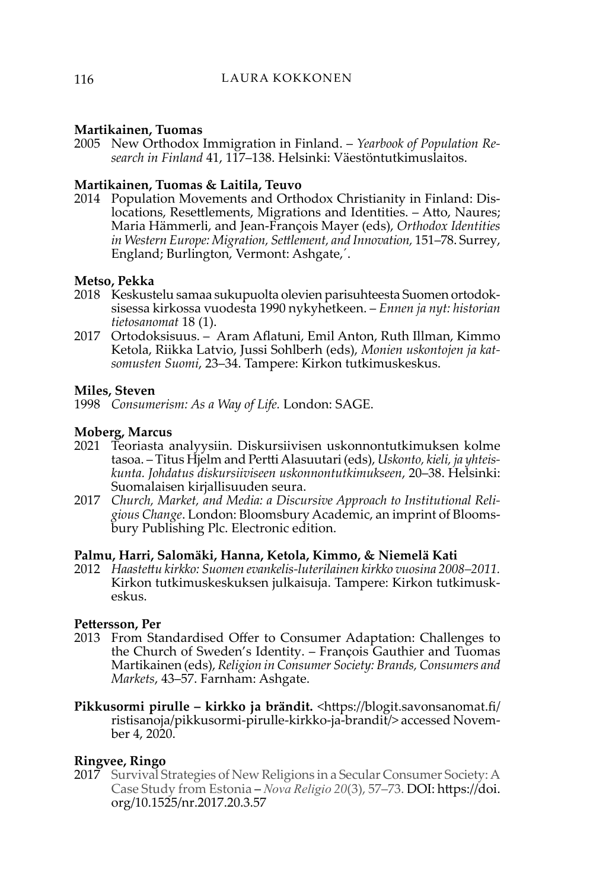**Martikainen, Tuomas**
2005 New Orthodox Immigration in Finland. – *Yearbook of Population Research in Finland* 41, 117–138. Helsinki: Väestöntutkimuslaitos.

**Martikainen, Tuomas & Laitila, Teuvo**
2014 Population Movements and Orthodox Christianity in Finland: Dislocations, Resettlements, Migrations and Identities. – Atto, Naures; Maria Hämmerli, and Jean-François Mayer (eds), *Orthodox Identities in Western Europe: Migration, Settlement, and Innovation,* 151–78. Surrey, England; Burlington, Vermont: Ashgate,´.

**Metso, Pekka**
2018 Keskustelu samaa sukupuolta olevien parisuhteesta Suomen ortodoksisessa kirkossa vuodesta 1990 nykyhetkeen. – *Ennen ja nyt: historian tietosanomat* 18 (1).
2017 Ortodoksisuus. – Aram Aflatuni, Emil Anton, Ruth Illman, Kimmo Ketola, Riikka Latvio, Jussi Sohlberh (eds), *Monien uskontojen ja katsomusten Suomi*, 23–34. Tampere: Kirkon tutkimuskeskus.

**Miles, Steven**
1998 *Consumerism: As a Way of Life.* London: SAGE.

**Moberg, Marcus**
2021 Teoriasta analyysiin. Diskursiivisen uskonnontutkimuksen kolme tasoa. – Titus Hjelm and Pertti Alasuutari (eds), *Uskonto, kieli, ja yhteiskunta. Johdatus diskursiiviseen uskonnontutkimukseen*, 20–38. Helsinki: Suomalaisen kirjallisuuden seura.
2017 *Church, Market, and Media: a Discursive Approach to Institutional Religious Change*. London: Bloomsbury Academic, an imprint of Bloomsbury Publishing Plc. Electronic edition.

**Palmu, Harri, Salomäki, Hanna, Ketola, Kimmo, & Niemelä Kati**
2012 *Haastettu kirkko: Suomen evankelis-luterilainen kirkko vuosina 2008–2011.* Kirkon tutkimuskeskuksen julkaisuja. Tampere: Kirkon tutkimuskeskus.

**Pettersson, Per**
2013 From Standardised Offer to Consumer Adaptation: Challenges to the Church of Sweden's Identity. – François Gauthier and Tuomas Martikainen (eds), *Religion in Consumer Society: Brands, Consumers and Markets*, 43–57. Farnham: Ashgate.

**Pikkusormi pirulle – kirkko ja brändit.** <https://blogit.savonsanomat.fi/ristisanoja/pikkusormi-pirulle-kirkko-ja-brandit/> accessed November 4, 2020.

**Ringvee, Ringo**
2017 Survival Strategies of New Religions in a Secular Consumer Society: A Case Study from Estonia – *Nova Religio 20*(3), 57–73. DOI: https://doi.org/10.1525/nr.2017.20.3.57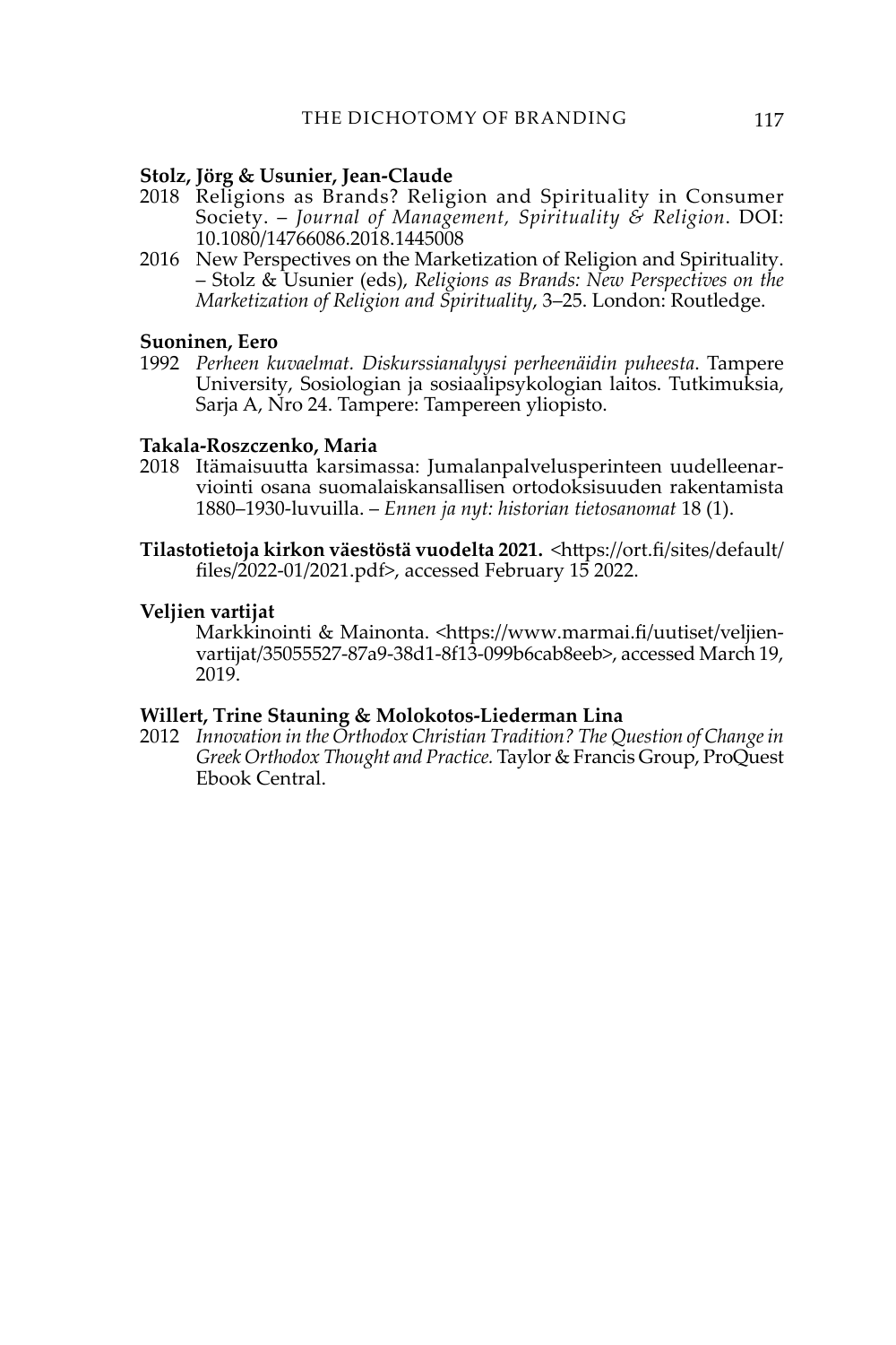**Stolz, Jörg & Usunier, Jean-Claude**

2018 Religions as Brands? Religion and Spirituality in Consumer Society. – *Journal of Management, Spirituality & Religion*. DOI: 10.1080/14766086.2018.1445008

2016 New Perspectives on the Marketization of Religion and Spirituality. – Stolz & Usunier (eds), *Religions as Brands: New Perspectives on the Marketization of Religion and Spirituality*, 3–25. London: Routledge.

**Suoninen, Eero**

1992 *Perheen kuvaelmat. Diskurssianalyysi perheenäidin puheesta*. Tampere University, Sosiologian ja sosiaalipsykologian laitos. Tutkimuksia, Sarja A, Nro 24. Tampere: Tampereen yliopisto.

**Takala-Roszczenko, Maria**

2018 Itämaisuutta karsimassa: Jumalanpalvelusperinteen uudelleenarviointi osana suomalaiskansallisen ortodoksisuuden rakentamista 1880–1930-luvuilla. – *Ennen ja nyt: historian tietosanomat* 18 (1).

**Tilastotietoja kirkon väestöstä vuodelta 2021.** <https://ort.fi/sites/default/files/2022-01/2021.pdf>, accessed February 15 2022.

**Veljien vartijat**

Markkinointi & Mainonta. <https://www.marmai.fi/uutiset/veljien-vartijat/35055527-87a9-38d1-8f13-099b6cab8eeb>, accessed March 19, 2019.

**Willert, Trine Stauning & Molokotos-Liederman Lina**

2012 *Innovation in the Orthodox Christian Tradition? The Question of Change in Greek Orthodox Thought and Practice.* Taylor & Francis Group, ProQuest Ebook Central.